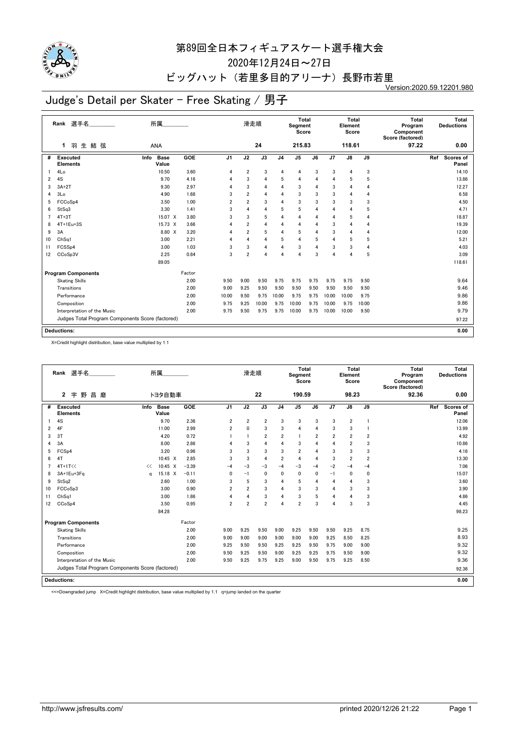# 第89回全日本フィギュアスケート選手権大会

2020年12月24日～27日

ビッグハット（若里多目的アリーナ）長野市若里

Version:2020.59.12201.980

## Judge's Detail per Skater - Free Skating / 男子

| Rank | 選手名 | 所属 | 滑走順 | Total Segment Score | Total Element Score | Total Program Component Score (factored) | Total Deductions |
|---|---|---|---|---|---|---|---|
| 1 | 羽生結弦 | ANA | 24 | 215.83 | 118.61 | 97.22 | 0.00 |

| # | Executed Elements | Info | Base Value | GOE | J1 | J2 | J3 | J4 | J5 | J6 | J7 | J8 | J9 | Ref | Scores of Panel |
|---|---|---|---|---|---|---|---|---|---|---|---|---|---|---|---|
| 1 | 4Lo | | 10.50 | 3.60 | 4 | 2 | 3 | 4 | 4 | 3 | 3 | 4 | 3 | | 14.10 |
| 2 | 4S | | 9.70 | 4.16 | 4 | 3 | 4 | 5 | 4 | 4 | 4 | 5 | 5 | | 13.86 |
| 3 | 3A+2T | | 9.30 | 2.97 | 4 | 3 | 4 | 4 | 3 | 4 | 3 | 4 | 4 | | 12.27 |
| 4 | 3Lo | | 4.90 | 1.68 | 3 | 2 | 4 | 4 | 3 | 3 | 3 | 4 | 4 | | 6.58 |
| 5 | FCCoSp4 | | 3.50 | 1.00 | 2 | 2 | 3 | 4 | 3 | 3 | 3 | 3 | 3 | | 4.50 |
| 6 | StSq3 | | 3.30 | 1.41 | 3 | 4 | 4 | 5 | 5 | 4 | 4 | 4 | 5 | | 4.71 |
| 7 | 4T+3T | | 15.07 X | 3.80 | 3 | 3 | 5 | 4 | 4 | 4 | 4 | 5 | 4 | | 18.87 |
| 8 | 4T+1Eu+3S | | 15.73 X | 3.66 | 4 | 2 | 4 | 4 | 4 | 4 | 3 | 4 | 4 | | 19.39 |
| 9 | 3A | | 8.80 X | 3.20 | 4 | 2 | 5 | 4 | 5 | 4 | 3 | 4 | 4 | | 12.00 |
| 10 | ChSq1 | | 3.00 | 2.21 | 4 | 4 | 4 | 5 | 4 | 5 | 4 | 5 | 5 | | 5.21 |
| 11 | FCSSp4 | | 3.00 | 1.03 | 3 | 3 | 4 | 4 | 3 | 4 | 3 | 3 | 4 | | 4.03 |
| 12 | CCoSp3V | | 2.25 | 0.84 | 3 | 2 | 4 | 4 | 4 | 3 | 4 | 4 | 5 | | 3.09 |
| | | | 89.05 | | | | | | | | | | | | 118.61 |

| Program Components | Factor | J1 | J2 | J3 | J4 | J5 | J6 | J7 | J8 | J9 | Scores of Panel |
|---|---|---|---|---|---|---|---|---|---|---|---|
| Skating Skills | 2.00 | 9.50 | 9.00 | 9.50 | 9.75 | 9.75 | 9.75 | 9.75 | 9.75 | 9.50 | 9.64 |
| Transitions | 2.00 | 9.00 | 9.25 | 9.50 | 9.50 | 9.50 | 9.50 | 9.50 | 9.50 | 9.50 | 9.46 |
| Performance | 2.00 | 10.00 | 9.50 | 9.75 | 10.00 | 9.75 | 9.75 | 10.00 | 10.00 | 9.75 | 9.86 |
| Composition | 2.00 | 9.75 | 9.25 | 10.00 | 9.75 | 10.00 | 9.75 | 10.00 | 9.75 | 10.00 | 9.86 |
| Interpretation of the Music | 2.00 | 9.75 | 9.50 | 9.75 | 9.75 | 10.00 | 9.75 | 10.00 | 10.00 | 9.50 | 9.79 |
| Judges Total Program Components Score (factored) | | | | | | | | | | | 97.22 |

**Deductions:** 0.00

X=Credit highlight distribution, base value multiplied by 1.1

| Rank | 選手名 | 所属 | 滑走順 | Total Segment Score | Total Element Score | Total Program Component Score (factored) | Total Deductions |
|---|---|---|---|---|---|---|---|
| 2 | 宇野昌磨 | トヨタ自動車 | 22 | 190.59 | 98.23 | 92.36 | 0.00 |

| # | Executed Elements | Info | Base Value | GOE | J1 | J2 | J3 | J4 | J5 | J6 | J7 | J8 | J9 | Ref | Scores of Panel |
|---|---|---|---|---|---|---|---|---|---|---|---|---|---|---|---|
| 1 | 4S | | 9.70 | 2.36 | 2 | 2 | 2 | 3 | 3 | 3 | 3 | 2 | 1 | | 12.06 |
| 2 | 4F | | 11.00 | 2.99 | 2 | 0 | 3 | 3 | 4 | 4 | 3 | 3 | 1 | | 13.99 |
| 3 | 3T | | 4.20 | 0.72 | 1 | 1 | 2 | 2 | 1 | 2 | 2 | 2 | 2 | | 4.92 |
| 4 | 3A | | 8.00 | 2.86 | 4 | 3 | 4 | 4 | 3 | 4 | 4 | 2 | 3 | | 10.86 |
| 5 | FCSp4 | | 3.20 | 0.96 | 3 | 3 | 3 | 3 | 2 | 4 | 3 | 3 | 3 | | 4.16 |
| 6 | 4T | | 10.45 X | 2.85 | 3 | 3 | 4 | 2 | 4 | 4 | 3 | 2 | 2 | | 13.30 |
| 7 | 4T+1T<< | << | 10.45 X | −3.39 | −4 | −3 | −3 | −4 | −3 | −4 | −2 | −4 | −4 | | 7.06 |
| 8 | 3A+1Eu+3Fq | q | 15.18 X | −0.11 | 0 | −1 | 0 | 0 | 0 | 0 | −1 | 0 | 0 | | 15.07 |
| 9 | StSq2 | | 2.60 | 1.00 | 3 | 5 | 3 | 4 | 5 | 4 | 4 | 4 | 3 | | 3.60 |
| 10 | FCCoSp3 | | 3.00 | 0.90 | 2 | 2 | 3 | 4 | 3 | 3 | 4 | 3 | 3 | | 3.90 |
| 11 | ChSq1 | | 3.00 | 1.86 | 4 | 4 | 3 | 4 | 3 | 5 | 4 | 4 | 3 | | 4.86 |
| 12 | CCoSp4 | | 3.50 | 0.95 | 2 | 2 | 2 | 4 | 2 | 3 | 4 | 3 | 3 | | 4.45 |
| | | | 84.28 | | | | | | | | | | | | 98.23 |

| Program Components | Factor | J1 | J2 | J3 | J4 | J5 | J6 | J7 | J8 | J9 | Scores of Panel |
|---|---|---|---|---|---|---|---|---|---|---|---|
| Skating Skills | 2.00 | 9.00 | 9.25 | 9.50 | 9.00 | 9.25 | 9.50 | 9.50 | 9.25 | 8.75 | 9.25 |
| Transitions | 2.00 | 9.00 | 9.00 | 9.00 | 9.00 | 9.00 | 9.00 | 9.25 | 8.50 | 8.25 | 8.93 |
| Performance | 2.00 | 9.25 | 9.50 | 9.50 | 9.25 | 9.25 | 9.50 | 9.75 | 9.00 | 9.00 | 9.32 |
| Composition | 2.00 | 9.50 | 9.25 | 9.50 | 9.00 | 9.25 | 9.25 | 9.75 | 9.50 | 9.00 | 9.32 |
| Interpretation of the Music | 2.00 | 9.50 | 9.25 | 9.75 | 9.25 | 9.00 | 9.50 | 9.75 | 9.25 | 8.50 | 9.36 |
| Judges Total Program Components Score (factored) | | | | | | | | | | | 92.36 |

**Deductions:** 0.00

<<=Downgraded jump X=Credit highlight distribution, base value multiplied by 1.1 q=jump landed on the quarter

http://www.jsfresults.com/ printed 2020/12/26 21:22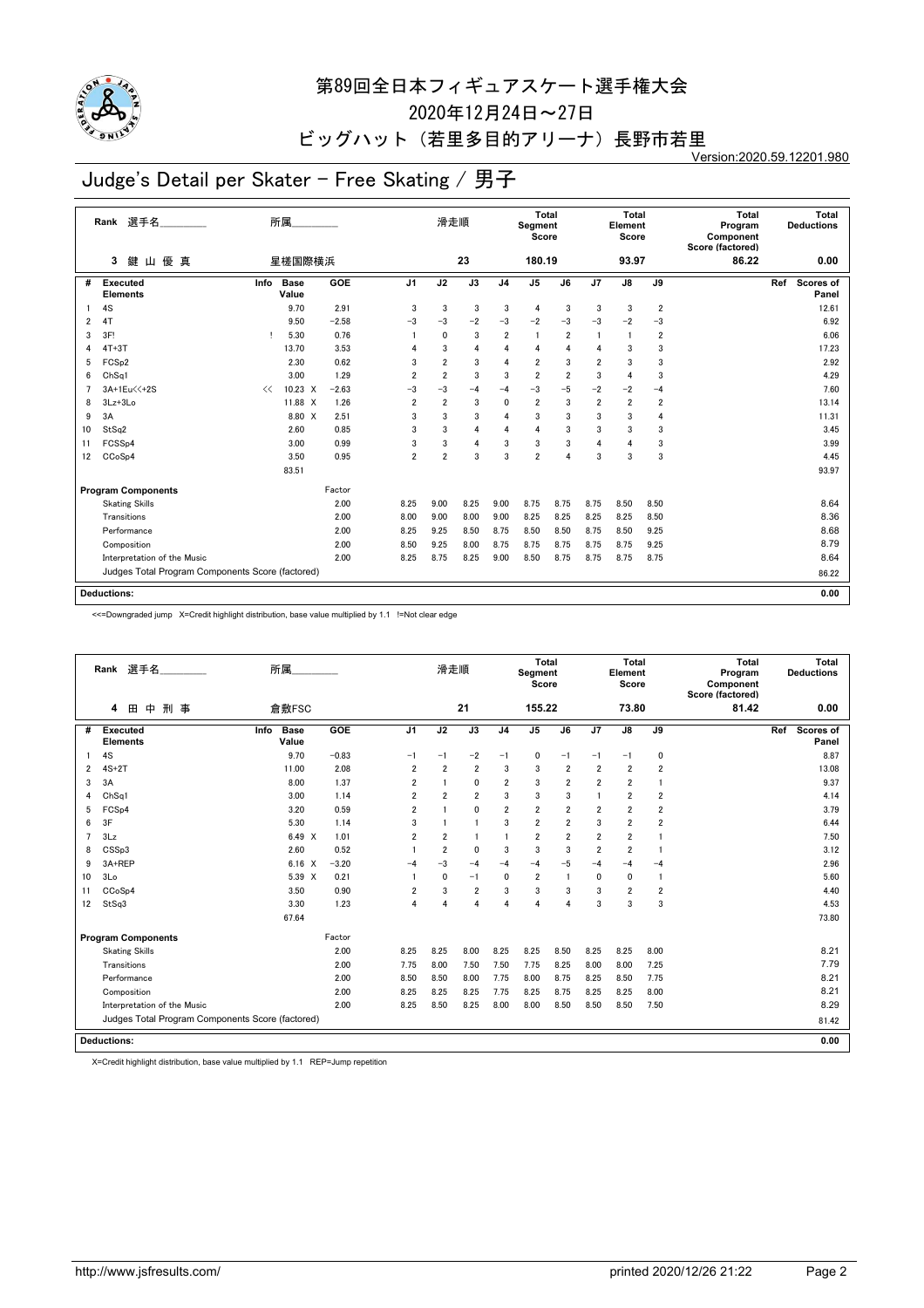# 第89回全日本フィギュアスケート選手権大会

2020年12月24日～27日

ビッグハット（若里多目的アリーナ）長野市若里

Version:2020.59.12201.980

## Judge's Detail per Skater - Free Skating / 男子

| Rank | 選手名 | 所属 | 滑走順 | Total Segment Score | Total Element Score | Total Program Component Score (factored) | Total Deductions |
|---|---|---|---|---|---|---|---|
| 3 | 鍵山優真 | 星槎国際横浜 | 23 | 180.19 | 93.97 | 86.22 | 0.00 |

| # | Executed Elements | Info | Base Value | | GOE | J1 | J2 | J3 | J4 | J5 | J6 | J7 | J8 | J9 | Ref | Scores of Panel |
|---|---|---|---|---|---|---|---|---|---|---|---|---|---|---|---|---|
| 1 | 4S | | 9.70 | | 2.91 | 3 | 3 | 3 | 3 | 4 | 3 | 3 | 3 | 2 | | 12.61 |
| 2 | 4T | | 9.50 | | −2.58 | −3 | −3 | −2 | −3 | −2 | −3 | −3 | −2 | −3 | | 6.92 |
| 3 | 3F! | ! | 5.30 | | 0.76 | 1 | 0 | 3 | 2 | 1 | 2 | 1 | 1 | 2 | | 6.06 |
| 4 | 4T+3T | | 13.70 | | 3.53 | 4 | 3 | 4 | 4 | 4 | 4 | 4 | 3 | 3 | | 17.23 |
| 5 | FCSp2 | | 2.30 | | 0.62 | 3 | 2 | 3 | 4 | 2 | 3 | 2 | 3 | 3 | | 2.92 |
| 6 | ChSq1 | | 3.00 | | 1.29 | 2 | 2 | 3 | 3 | 2 | 2 | 3 | 4 | 3 | | 4.29 |
| 7 | 3A+1Eu<<+2S | << | 10.23 | X | −2.63 | −3 | −3 | −4 | −4 | −3 | −5 | −2 | −2 | −4 | | 7.60 |
| 8 | 3Lz+3Lo | | 11.88 | X | 1.26 | 2 | 2 | 3 | 0 | 2 | 3 | 2 | 2 | 2 | | 13.14 |
| 9 | 3A | | 8.80 | X | 2.51 | 3 | 3 | 3 | 4 | 3 | 3 | 3 | 3 | 4 | | 11.31 |
| 10 | StSq2 | | 2.60 | | 0.85 | 3 | 3 | 4 | 4 | 4 | 3 | 3 | 3 | 3 | | 3.45 |
| 11 | FCSSp4 | | 3.00 | | 0.99 | 3 | 3 | 4 | 3 | 3 | 3 | 4 | 4 | 3 | | 3.99 |
| 12 | CCoSp4 | | 3.50 | | 0.95 | 2 | 2 | 3 | 3 | 2 | 4 | 3 | 3 | 3 | | 4.45 |
| | | | 83.51 | | | | | | | | | | | | | 93.97 |

| Program Components | Factor | J1 | J2 | J3 | J4 | J5 | J6 | J7 | J8 | J9 | Scores of Panel |
|---|---|---|---|---|---|---|---|---|---|---|---|
| Skating Skills | 2.00 | 8.25 | 9.00 | 8.25 | 9.00 | 8.75 | 8.75 | 8.75 | 8.50 | 8.50 | 8.64 |
| Transitions | 2.00 | 8.00 | 9.00 | 8.00 | 9.00 | 8.25 | 8.25 | 8.25 | 8.25 | 8.50 | 8.36 |
| Performance | 2.00 | 8.25 | 9.25 | 8.50 | 8.75 | 8.50 | 8.50 | 8.75 | 8.50 | 9.25 | 8.68 |
| Composition | 2.00 | 8.50 | 9.25 | 8.00 | 8.75 | 8.75 | 8.75 | 8.75 | 8.75 | 9.25 | 8.79 |
| Interpretation of the Music | 2.00 | 8.25 | 8.75 | 8.25 | 9.00 | 8.50 | 8.75 | 8.75 | 8.75 | 8.75 | 8.64 |
| Judges Total Program Components Score (factored) | | | | | | | | | | | 86.22 |

**Deductions:** 0.00

<<=Downgraded jump X=Credit highlight distribution, base value multiplied by 1.1 !=Not clear edge

| Rank | 選手名 | 所属 | 滑走順 | Total Segment Score | Total Element Score | Total Program Component Score (factored) | Total Deductions |
|---|---|---|---|---|---|---|---|
| 4 | 田中刑事 | 倉敷FSC | 21 | 155.22 | 73.80 | 81.42 | 0.00 |

| # | Executed Elements | Info | Base Value | | GOE | J1 | J2 | J3 | J4 | J5 | J6 | J7 | J8 | J9 | Ref | Scores of Panel |
|---|---|---|---|---|---|---|---|---|---|---|---|---|---|---|---|---|
| 1 | 4S | | 9.70 | | −0.83 | −1 | −1 | −2 | −1 | 0 | −1 | −1 | −1 | 0 | | 8.87 |
| 2 | 4S+2T | | 11.00 | | 2.08 | 2 | 2 | 2 | 3 | 3 | 2 | 2 | 2 | 2 | | 13.08 |
| 3 | 3A | | 8.00 | | 1.37 | 2 | 1 | 0 | 2 | 3 | 2 | 2 | 2 | 1 | | 9.37 |
| 4 | ChSq1 | | 3.00 | | 1.14 | 2 | 2 | 2 | 3 | 3 | 3 | 1 | 2 | 2 | | 4.14 |
| 5 | FCSp4 | | 3.20 | | 0.59 | 2 | 1 | 0 | 2 | 2 | 2 | 2 | 2 | 2 | | 3.79 |
| 6 | 3F | | 5.30 | | 1.14 | 3 | 1 | 1 | 3 | 2 | 2 | 3 | 2 | 2 | | 6.44 |
| 7 | 3Lz | | 6.49 | X | 1.01 | 2 | 2 | 1 | 1 | 2 | 2 | 2 | 2 | 1 | | 7.50 |
| 8 | CSSp3 | | 2.60 | | 0.52 | 1 | 2 | 0 | 3 | 3 | 3 | 2 | 2 | 1 | | 3.12 |
| 9 | 3A+REP | | 6.16 | X | −3.20 | −4 | −3 | −4 | −4 | −4 | −5 | −4 | −4 | −4 | | 2.96 |
| 10 | 3Lo | | 5.39 | X | 0.21 | 1 | 0 | −1 | 0 | 2 | 1 | 0 | 0 | 1 | | 5.60 |
| 11 | CCoSp4 | | 3.50 | | 0.90 | 2 | 3 | 2 | 3 | 3 | 3 | 3 | 2 | 2 | | 4.40 |
| 12 | StSq3 | | 3.30 | | 1.23 | 4 | 4 | 4 | 4 | 4 | 4 | 3 | 3 | 3 | | 4.53 |
| | | | 67.64 | | | | | | | | | | | | | 73.80 |

| Program Components | Factor | J1 | J2 | J3 | J4 | J5 | J6 | J7 | J8 | J9 | Scores of Panel |
|---|---|---|---|---|---|---|---|---|---|---|---|
| Skating Skills | 2.00 | 8.25 | 8.25 | 8.00 | 8.25 | 8.25 | 8.50 | 8.25 | 8.25 | 8.00 | 8.21 |
| Transitions | 2.00 | 7.75 | 8.00 | 7.50 | 7.50 | 7.75 | 8.25 | 8.00 | 8.00 | 7.25 | 7.79 |
| Performance | 2.00 | 8.50 | 8.50 | 8.00 | 7.75 | 8.00 | 8.75 | 8.25 | 8.50 | 7.75 | 8.21 |
| Composition | 2.00 | 8.25 | 8.25 | 8.25 | 7.75 | 8.25 | 8.75 | 8.25 | 8.25 | 8.00 | 8.21 |
| Interpretation of the Music | 2.00 | 8.25 | 8.50 | 8.25 | 8.00 | 8.00 | 8.50 | 8.50 | 8.50 | 7.50 | 8.29 |
| Judges Total Program Components Score (factored) | | | | | | | | | | | 81.42 |

**Deductions:** 0.00

X=Credit highlight distribution, base value multiplied by 1.1 REP=Jump repetition

http://www.jsfresults.com/ printed 2020/12/26 21:22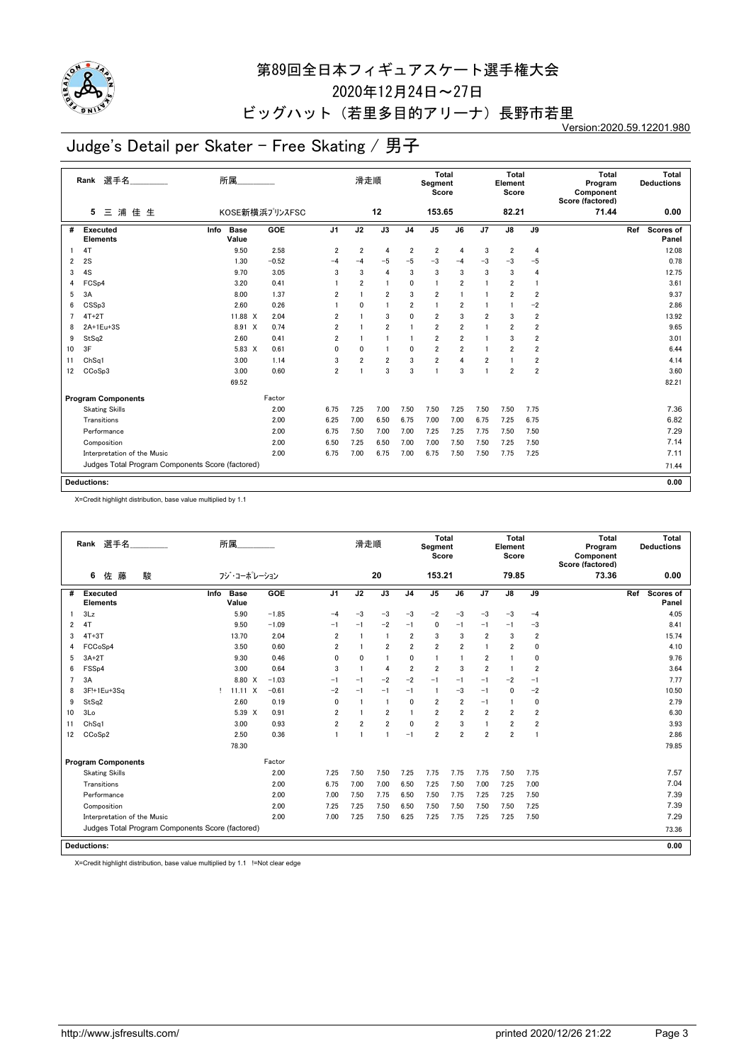# 第89回全日本フィギュアスケート選手権大会

2020年12月24日～27日

ビッグハット（若里多目的アリーナ）長野市若里

Version:2020.59.12201.980

## Judge's Detail per Skater - Free Skating / 男子

| Rank | 選手名 | 所属 | 滑走順 | Total Segment Score | Total Element Score | Total Program Component Score (factored) | Total Deductions |
|---|---|---|---|---|---|---|---|
| 5 | 三浦佳生 | KOSE新横浜ﾌﾟﾘﾝｽFSC | 12 | 153.65 | 82.21 | 71.44 | 0.00 |

| # | Executed Elements | Info | Base Value | GOE | J1 | J2 | J3 | J4 | J5 | J6 | J7 | J8 | J9 | Ref | Scores of Panel |
|---|---|---|---|---|---|---|---|---|---|---|---|---|---|---|---|
| 1 | 4T | | 9.50 | 2.58 | 2 | 2 | 4 | 2 | 2 | 4 | 3 | 2 | 4 | | 12.08 |
| 2 | 2S | | 1.30 | −0.52 | −4 | −4 | −5 | −5 | −3 | −4 | −3 | −3 | −5 | | 0.78 |
| 3 | 4S | | 9.70 | 3.05 | 3 | 3 | 4 | 3 | 3 | 3 | 3 | 3 | 4 | | 12.75 |
| 4 | FCSp4 | | 3.20 | 0.41 | 1 | 2 | 1 | 0 | 1 | 2 | 1 | 2 | 1 | | 3.61 |
| 5 | 3A | | 8.00 | 1.37 | 2 | 1 | 2 | 3 | 2 | 1 | 1 | 2 | 2 | | 9.37 |
| 6 | CSSp3 | | 2.60 | 0.26 | 1 | 0 | 1 | 2 | 1 | 2 | 1 | 1 | −2 | | 2.86 |
| 7 | 4T+2T | | 11.88 X | 2.04 | 2 | 1 | 3 | 0 | 2 | 3 | 2 | 3 | 2 | | 13.92 |
| 8 | 2A+1Eu+3S | | 8.91 X | 0.74 | 2 | 1 | 2 | 1 | 2 | 2 | 1 | 2 | 2 | | 9.65 |
| 9 | StSq2 | | 2.60 | 0.41 | 2 | 1 | 1 | 1 | 2 | 2 | 1 | 3 | 2 | | 3.01 |
| 10 | 3F | | 5.83 X | 0.61 | 0 | 0 | 1 | 0 | 2 | 2 | 1 | 2 | 2 | | 6.44 |
| 11 | ChSq1 | | 3.00 | 1.14 | 3 | 2 | 2 | 3 | 2 | 4 | 2 | 1 | 2 | | 4.14 |
| 12 | CCoSp3 | | 3.00 | 0.60 | 2 | 1 | 3 | 3 | 1 | 3 | 1 | 2 | 2 | | 3.60 |
| | | | 69.52 | | | | | | | | | | | | 82.21 |

| Program Components | Factor | J1 | J2 | J3 | J4 | J5 | J6 | J7 | J8 | J9 | Scores of Panel |
|---|---|---|---|---|---|---|---|---|---|---|---|
| Skating Skills | 2.00 | 6.75 | 7.25 | 7.00 | 7.50 | 7.50 | 7.25 | 7.50 | 7.50 | 7.75 | 7.36 |
| Transitions | 2.00 | 6.25 | 7.00 | 6.50 | 6.75 | 7.00 | 7.00 | 6.75 | 7.25 | 6.75 | 6.82 |
| Performance | 2.00 | 6.75 | 7.50 | 7.00 | 7.00 | 7.25 | 7.25 | 7.75 | 7.50 | 7.50 | 7.29 |
| Composition | 2.00 | 6.50 | 7.25 | 6.50 | 7.00 | 7.00 | 7.50 | 7.50 | 7.25 | 7.50 | 7.14 |
| Interpretation of the Music | 2.00 | 6.75 | 7.00 | 6.75 | 7.00 | 6.75 | 7.50 | 7.50 | 7.75 | 7.25 | 7.11 |
| Judges Total Program Components Score (factored) | | | | | | | | | | | 71.44 |

**Deductions:** 0.00

X=Credit highlight distribution, base value multiplied by 1.1

| Rank | 選手名 | 所属 | 滑走順 | Total Segment Score | Total Element Score | Total Program Component Score (factored) | Total Deductions |
|---|---|---|---|---|---|---|---|
| 6 | 佐藤　駿 | ﾌｼﾞ･ｺｰﾎﾟﾚｰｼｮﾝ | 20 | 153.21 | 79.85 | 73.36 | 0.00 |

| # | Executed Elements | Info | Base Value | GOE | J1 | J2 | J3 | J4 | J5 | J6 | J7 | J8 | J9 | Ref | Scores of Panel |
|---|---|---|---|---|---|---|---|---|---|---|---|---|---|---|---|
| 1 | 3Lz | | 5.90 | −1.85 | −4 | −3 | −3 | −3 | −2 | −3 | −3 | −3 | −4 | | 4.05 |
| 2 | 4T | | 9.50 | −1.09 | −1 | −1 | −2 | −1 | 0 | −1 | −1 | −1 | −3 | | 8.41 |
| 3 | 4T+3T | | 13.70 | 2.04 | 2 | 1 | 1 | 2 | 3 | 3 | 2 | 3 | 2 | | 15.74 |
| 4 | FCCoSp4 | | 3.50 | 0.60 | 2 | 1 | 2 | 2 | 2 | 2 | 1 | 2 | 0 | | 4.10 |
| 5 | 3A+2T | | 9.30 | 0.46 | 0 | 0 | 1 | 0 | 1 | 1 | 2 | 1 | 0 | | 9.76 |
| 6 | FSSp4 | | 3.00 | 0.64 | 3 | 1 | 4 | 2 | 2 | 3 | 2 | 1 | 2 | | 3.64 |
| 7 | 3A | | 8.80 X | −1.03 | −1 | −1 | −2 | −2 | −1 | −1 | −1 | −2 | −1 | | 7.77 |
| 8 | 3F!+1Eu+3Sq | ! | 11.11 X | −0.61 | −2 | −1 | −1 | −1 | 1 | −3 | −1 | 0 | −2 | | 10.50 |
| 9 | StSq2 | | 2.60 | 0.19 | 0 | 1 | 1 | 0 | 2 | 2 | −1 | 1 | 0 | | 2.79 |
| 10 | 3Lo | | 5.39 X | 0.91 | 2 | 1 | 2 | 1 | 2 | 2 | 2 | 2 | 2 | | 6.30 |
| 11 | ChSq1 | | 3.00 | 0.93 | 2 | 2 | 2 | 0 | 2 | 3 | 1 | 2 | 2 | | 3.93 |
| 12 | CCoSp2 | | 2.50 | 0.36 | 1 | 1 | 1 | −1 | 2 | 2 | 2 | 2 | 1 | | 2.86 |
| | | | 78.30 | | | | | | | | | | | | 79.85 |

| Program Components | Factor | J1 | J2 | J3 | J4 | J5 | J6 | J7 | J8 | J9 | Scores of Panel |
|---|---|---|---|---|---|---|---|---|---|---|---|
| Skating Skills | 2.00 | 7.25 | 7.50 | 7.50 | 7.25 | 7.75 | 7.75 | 7.75 | 7.50 | 7.75 | 7.57 |
| Transitions | 2.00 | 6.75 | 7.00 | 7.00 | 6.50 | 7.25 | 7.50 | 7.00 | 7.25 | 7.00 | 7.04 |
| Performance | 2.00 | 7.00 | 7.50 | 7.75 | 6.50 | 7.50 | 7.75 | 7.25 | 7.25 | 7.50 | 7.39 |
| Composition | 2.00 | 7.25 | 7.25 | 7.50 | 6.50 | 7.50 | 7.50 | 7.50 | 7.50 | 7.25 | 7.39 |
| Interpretation of the Music | 2.00 | 7.00 | 7.25 | 7.50 | 6.25 | 7.25 | 7.75 | 7.25 | 7.25 | 7.50 | 7.29 |
| Judges Total Program Components Score (factored) | | | | | | | | | | | 73.36 |

**Deductions:** 0.00

X=Credit highlight distribution, base value multiplied by 1.1　!=Not clear edge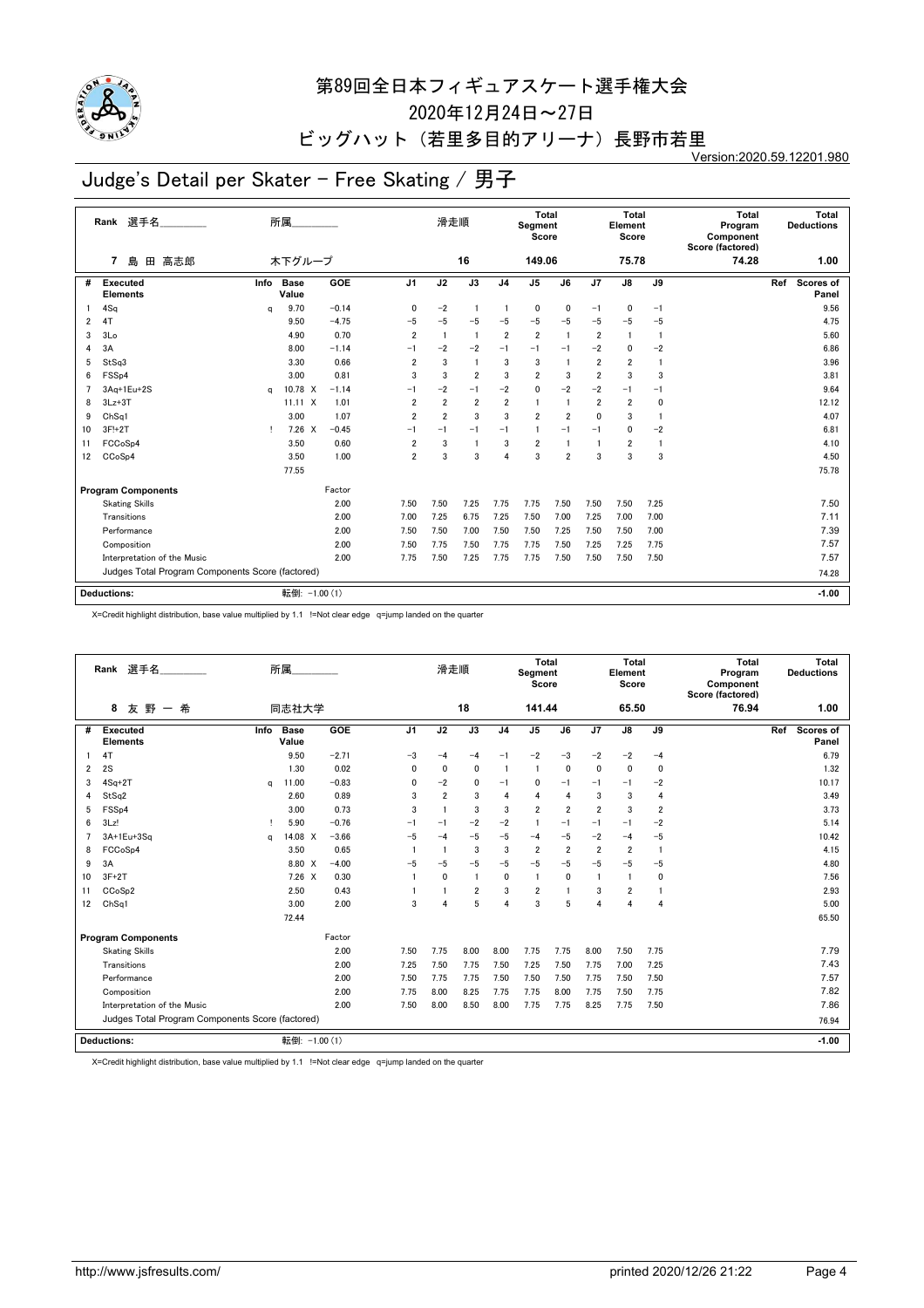# 第89回全日本フィギュアスケート選手権大会

2020年12月24日～27日

ビッグハット（若里多目的アリーナ）長野市若里

Version:2020.59.12201.980

## Judge's Detail per Skater - Free Skating / 男子

| Rank | 選手名 | 所属 | 滑走順 | Total Segment Score | Total Element Score | Total Program Component Score (factored) | Total Deductions |
|---|---|---|---|---|---|---|---|
| 7 | 島 田 高志郎 | 木下グループ | 16 | 149.06 | 75.78 | 74.28 | 1.00 |

| # | Executed Elements | Info | Base Value | | GOE | J1 | J2 | J3 | J4 | J5 | J6 | J7 | J8 | J9 | Ref | Scores of Panel |
|---|---|---|---|---|---|---|---|---|---|---|---|---|---|---|---|---|
| 1 | 4Sq | q | 9.70 | | −0.14 | 0 | −2 | 1 | 1 | 0 | 0 | −1 | 0 | −1 | | 9.56 |
| 2 | 4T | | 9.50 | | −4.75 | −5 | −5 | −5 | −5 | −5 | −5 | −5 | −5 | −5 | | 4.75 |
| 3 | 3Lo | | 4.90 | | 0.70 | 2 | 1 | 1 | 2 | 2 | 1 | 2 | 1 | 1 | | 5.60 |
| 4 | 3A | | 8.00 | | −1.14 | −1 | −2 | −2 | −1 | −1 | −1 | −2 | 0 | −2 | | 6.86 |
| 5 | StSq3 | | 3.30 | | 0.66 | 2 | 3 | 1 | 3 | 3 | 1 | 2 | 2 | 1 | | 3.96 |
| 6 | FSSp4 | | 3.00 | | 0.81 | 3 | 3 | 2 | 3 | 2 | 3 | 2 | 3 | 3 | | 3.81 |
| 7 | 3Aq+1Eu+2S | q | 10.78 | X | −1.14 | −1 | −2 | −1 | −2 | 0 | −2 | −2 | −1 | −1 | | 9.64 |
| 8 | 3Lz+3T | | 11.11 | X | 1.01 | 2 | 2 | 2 | 2 | 1 | 1 | 2 | 2 | 0 | | 12.12 |
| 9 | ChSq1 | | 3.00 | | 1.07 | 2 | 2 | 3 | 3 | 2 | 2 | 0 | 3 | 1 | | 4.07 |
| 10 | 3F!+2T | ! | 7.26 | X | −0.45 | −1 | −1 | −1 | −1 | 1 | −1 | −1 | 0 | −2 | | 6.81 |
| 11 | FCCoSp4 | | 3.50 | | 0.60 | 2 | 3 | 1 | 3 | 2 | 1 | 1 | 2 | 1 | | 4.10 |
| 12 | CCoSp4 | | 3.50 | | 1.00 | 2 | 3 | 3 | 4 | 3 | 2 | 3 | 3 | 3 | | 4.50 |
| | | | 77.55 | | | | | | | | | | | | | 75.78 |

| Program Components | Factor | J1 | J2 | J3 | J4 | J5 | J6 | J7 | J8 | J9 | Scores of Panel |
|---|---|---|---|---|---|---|---|---|---|---|---|
| Skating Skills | 2.00 | 7.50 | 7.50 | 7.25 | 7.75 | 7.75 | 7.50 | 7.50 | 7.50 | 7.25 | 7.50 |
| Transitions | 2.00 | 7.00 | 7.25 | 6.75 | 7.25 | 7.50 | 7.00 | 7.25 | 7.00 | 7.00 | 7.11 |
| Performance | 2.00 | 7.50 | 7.50 | 7.00 | 7.50 | 7.50 | 7.25 | 7.50 | 7.50 | 7.00 | 7.39 |
| Composition | 2.00 | 7.50 | 7.75 | 7.50 | 7.75 | 7.75 | 7.50 | 7.25 | 7.25 | 7.75 | 7.57 |
| Interpretation of the Music | 2.00 | 7.75 | 7.50 | 7.25 | 7.75 | 7.75 | 7.50 | 7.50 | 7.50 | 7.50 | 7.57 |
| Judges Total Program Components Score (factored) | | | | | | | | | | | 74.28 |

| Deductions: | 転倒: −1.00 (1) | −1.00 |
|---|---|---|

X=Credit highlight distribution, base value multiplied by 1.1 !=Not clear edge q=jump landed on the quarter

| Rank | 選手名 | 所属 | 滑走順 | Total Segment Score | Total Element Score | Total Program Component Score (factored) | Total Deductions |
|---|---|---|---|---|---|---|---|
| 8 | 友 野 一 希 | 同志社大学 | 18 | 141.44 | 65.50 | 76.94 | 1.00 |

| # | Executed Elements | Info | Base Value | | GOE | J1 | J2 | J3 | J4 | J5 | J6 | J7 | J8 | J9 | Ref | Scores of Panel |
|---|---|---|---|---|---|---|---|---|---|---|---|---|---|---|---|---|
| 1 | 4T | | 9.50 | | −2.71 | −3 | −4 | −4 | −1 | −2 | −3 | −2 | −2 | −4 | | 6.79 |
| 2 | 2S | | 1.30 | | 0.02 | 0 | 0 | 0 | 1 | 1 | 0 | 0 | 0 | 0 | | 1.32 |
| 3 | 4Sq+2T | q | 11.00 | | −0.83 | 0 | −2 | 0 | −1 | 0 | −1 | −1 | −1 | −2 | | 10.17 |
| 4 | StSq2 | | 2.60 | | 0.89 | 3 | 2 | 3 | 4 | 4 | 4 | 3 | 3 | 4 | | 3.49 |
| 5 | FSSp4 | | 3.00 | | 0.73 | 3 | 1 | 3 | 3 | 2 | 2 | 2 | 3 | 2 | | 3.73 |
| 6 | 3Lz! | ! | 5.90 | | −0.76 | −1 | −1 | −2 | −2 | 1 | −1 | −1 | −1 | −2 | | 5.14 |
| 7 | 3A+1Eu+3Sq | q | 14.08 | X | −3.66 | −5 | −4 | −5 | −5 | −4 | −5 | −2 | −4 | −5 | | 10.42 |
| 8 | FCCoSp4 | | 3.50 | | 0.65 | 1 | 1 | 3 | 3 | 2 | 2 | 2 | 2 | 1 | | 4.15 |
| 9 | 3A | | 8.80 | X | −4.00 | −5 | −5 | −5 | −5 | −5 | −5 | −5 | −5 | −5 | | 4.80 |
| 10 | 3F+2T | | 7.26 | X | 0.30 | 1 | 0 | 1 | 0 | 1 | 0 | 1 | 1 | 0 | | 7.56 |
| 11 | CCoSp2 | | 2.50 | | 0.43 | 1 | 1 | 2 | 3 | 2 | 1 | 3 | 2 | 1 | | 2.93 |
| 12 | ChSq1 | | 3.00 | | 2.00 | 3 | 4 | 5 | 4 | 3 | 5 | 4 | 4 | 4 | | 5.00 |
| | | | 72.44 | | | | | | | | | | | | | 65.50 |

| Program Components | Factor | J1 | J2 | J3 | J4 | J5 | J6 | J7 | J8 | J9 | Scores of Panel |
|---|---|---|---|---|---|---|---|---|---|---|---|
| Skating Skills | 2.00 | 7.50 | 7.75 | 8.00 | 8.00 | 7.75 | 7.75 | 8.00 | 7.50 | 7.75 | 7.79 |
| Transitions | 2.00 | 7.25 | 7.50 | 7.75 | 7.50 | 7.25 | 7.50 | 7.75 | 7.00 | 7.25 | 7.43 |
| Performance | 2.00 | 7.50 | 7.75 | 7.75 | 7.50 | 7.50 | 7.50 | 7.75 | 7.50 | 7.50 | 7.57 |
| Composition | 2.00 | 7.75 | 8.00 | 8.25 | 7.75 | 7.75 | 8.00 | 7.75 | 7.50 | 7.75 | 7.82 |
| Interpretation of the Music | 2.00 | 7.50 | 8.00 | 8.50 | 8.00 | 7.75 | 7.75 | 8.25 | 7.75 | 7.50 | 7.86 |
| Judges Total Program Components Score (factored) | | | | | | | | | | | 76.94 |

| Deductions: | 転倒: −1.00 (1) | −1.00 |
|---|---|---|

X=Credit highlight distribution, base value multiplied by 1.1 !=Not clear edge q=jump landed on the quarter

http://www.jsfresults.com/ printed 2020/12/26 21:22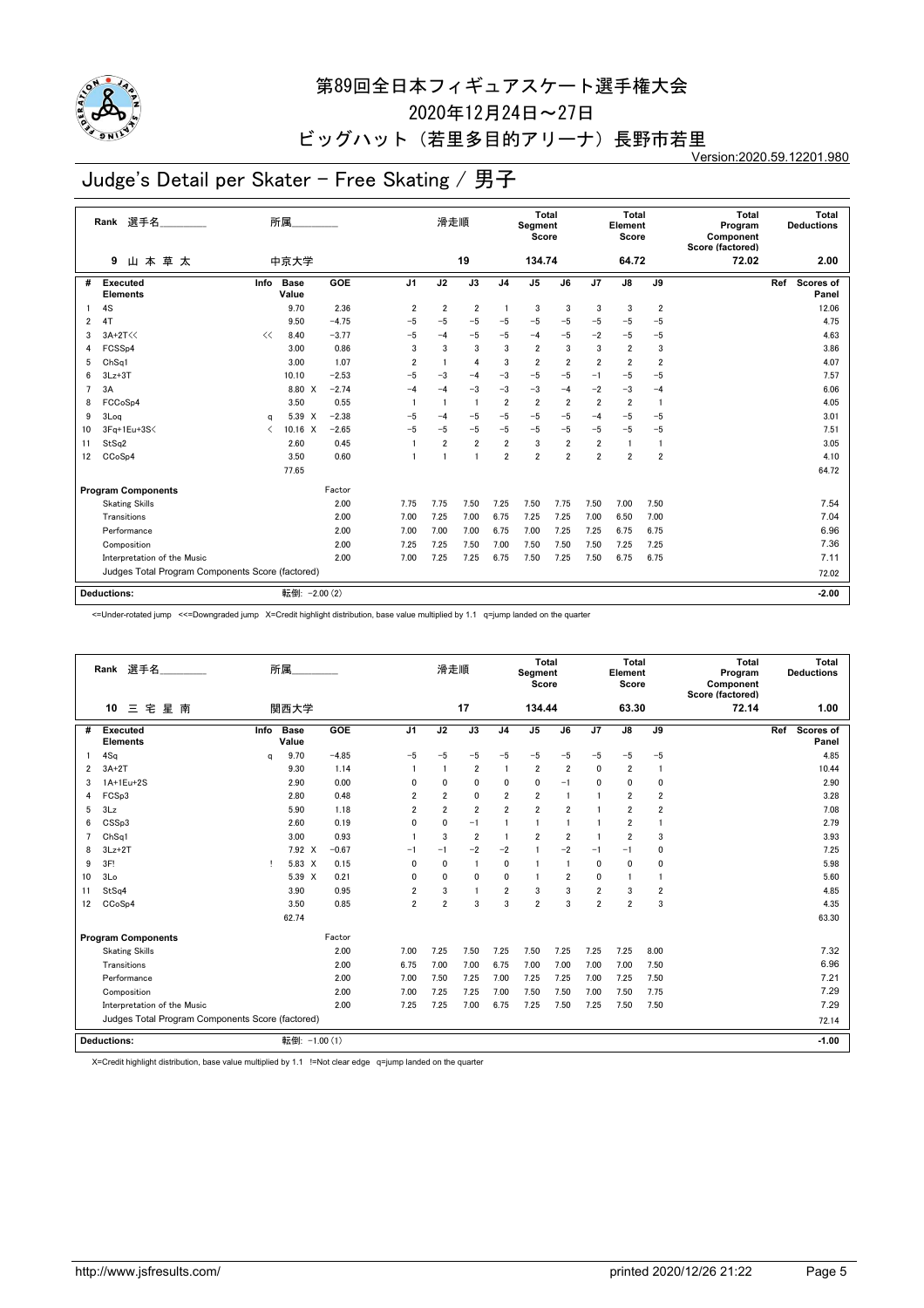# 第89回全日本フィギュアスケート選手権大会

2020年12月24日～27日

ビッグハット（若里多目的アリーナ）長野市若里

Version:2020.59.12201.980

## Judge's Detail per Skater - Free Skating / 男子

| Rank | 選手名 | 所属 | 滑走順 | Total Segment Score | Total Element Score | Total Program Component Score (factored) | Total Deductions |
|---|---|---|---|---|---|---|---|
| 9 | 山本草太 | 中京大学 | 19 | 134.74 | 64.72 | 72.02 | 2.00 |

| # | Executed Elements | Info | Base Value | | GOE | J1 | J2 | J3 | J4 | J5 | J6 | J7 | J8 | J9 | Ref | Scores of Panel |
|---|---|---|---|---|---|---|---|---|---|---|---|---|---|---|---|---|
| 1 | 4S | | 9.70 | | 2.36 | 2 | 2 | 2 | 1 | 3 | 3 | 3 | 3 | 2 | | 12.06 |
| 2 | 4T | | 9.50 | | −4.75 | −5 | −5 | −5 | −5 | −5 | −5 | −5 | −5 | −5 | | 4.75 |
| 3 | 3A+2T<< | << | 8.40 | | −3.77 | −5 | −4 | −5 | −5 | −4 | −5 | −2 | −5 | −5 | | 4.63 |
| 4 | FCSSp4 | | 3.00 | | 0.86 | 3 | 3 | 3 | 3 | 2 | 3 | 3 | 2 | 3 | | 3.86 |
| 5 | ChSq1 | | 3.00 | | 1.07 | 2 | 1 | 4 | 3 | 2 | 2 | 2 | 2 | 2 | | 4.07 |
| 6 | 3Lz+3T | | 10.10 | | −2.53 | −5 | −3 | −4 | −3 | −5 | −5 | −1 | −5 | −5 | | 7.57 |
| 7 | 3A | | 8.80 | X | −2.74 | −4 | −4 | −3 | −3 | −3 | −4 | −2 | −3 | −4 | | 6.06 |
| 8 | FCCoSp4 | | 3.50 | | 0.55 | 1 | 1 | 1 | 2 | 2 | 2 | 2 | 2 | 1 | | 4.05 |
| 9 | 3Loq | q | 5.39 | X | −2.38 | −5 | −4 | −5 | −5 | −5 | −5 | −4 | −5 | −5 | | 3.01 |
| 10 | 3Fq+1Eu+3S< | < | 10.16 | X | −2.65 | −5 | −5 | −5 | −5 | −5 | −5 | −5 | −5 | −5 | | 7.51 |
| 11 | StSq2 | | 2.60 | | 0.45 | 1 | 2 | 2 | 2 | 3 | 2 | 2 | 1 | 1 | | 3.05 |
| 12 | CCoSp4 | | 3.50 | | 0.60 | 1 | 1 | 1 | 2 | 2 | 2 | 2 | 2 | 2 | | 4.10 |
| | | | 77.65 | | | | | | | | | | | | | 64.72 |

| Program Components | Factor | J1 | J2 | J3 | J4 | J5 | J6 | J7 | J8 | J9 | Scores of Panel |
|---|---|---|---|---|---|---|---|---|---|---|---|
| Skating Skills | 2.00 | 7.75 | 7.75 | 7.50 | 7.25 | 7.50 | 7.75 | 7.50 | 7.00 | 7.50 | 7.54 |
| Transitions | 2.00 | 7.00 | 7.25 | 7.00 | 6.75 | 7.25 | 7.25 | 7.00 | 6.50 | 7.00 | 7.04 |
| Performance | 2.00 | 7.00 | 7.00 | 7.00 | 6.75 | 7.00 | 7.25 | 7.25 | 6.75 | 6.75 | 6.96 |
| Composition | 2.00 | 7.25 | 7.25 | 7.50 | 7.00 | 7.50 | 7.50 | 7.50 | 7.25 | 7.25 | 7.36 |
| Interpretation of the Music | 2.00 | 7.00 | 7.25 | 7.25 | 6.75 | 7.50 | 7.25 | 7.50 | 6.75 | 6.75 | 7.11 |
| Judges Total Program Components Score (factored) | | | | | | | | | | | 72.02 |

| Deductions: | 転倒: −2.00 (2) | −2.00 |
|---|---|---|

<=Under-rotated jump <<=Downgraded jump X=Credit highlight distribution, base value multiplied by 1.1 q=jump landed on the quarter

| Rank | 選手名 | 所属 | 滑走順 | Total Segment Score | Total Element Score | Total Program Component Score (factored) | Total Deductions |
|---|---|---|---|---|---|---|---|
| 10 | 三宅星南 | 関西大学 | 17 | 134.44 | 63.30 | 72.14 | 1.00 |

| # | Executed Elements | Info | Base Value | | GOE | J1 | J2 | J3 | J4 | J5 | J6 | J7 | J8 | J9 | Ref | Scores of Panel |
|---|---|---|---|---|---|---|---|---|---|---|---|---|---|---|---|---|
| 1 | 4Sq | q | 9.70 | | −4.85 | −5 | −5 | −5 | −5 | −5 | −5 | −5 | −5 | −5 | | 4.85 |
| 2 | 3A+2T | | 9.30 | | 1.14 | 1 | 1 | 2 | 1 | 2 | 2 | 0 | 2 | 1 | | 10.44 |
| 3 | 1A+1Eu+2S | | 2.90 | | 0.00 | 0 | 0 | 0 | 0 | 0 | −1 | 0 | 0 | 0 | | 2.90 |
| 4 | FCSp3 | | 2.80 | | 0.48 | 2 | 2 | 0 | 2 | 2 | 1 | 1 | 2 | 2 | | 3.28 |
| 5 | 3Lz | | 5.90 | | 1.18 | 2 | 2 | 2 | 2 | 2 | 2 | 1 | 2 | 2 | | 7.08 |
| 6 | CSSp3 | | 2.60 | | 0.19 | 0 | 0 | −1 | 1 | 1 | 1 | 1 | 2 | 1 | | 2.79 |
| 7 | ChSq1 | | 3.00 | | 0.93 | 1 | 3 | 2 | 1 | 2 | 2 | 1 | 2 | 3 | | 3.93 |
| 8 | 3Lz+2T | | 7.92 | X | −0.67 | −1 | −1 | −2 | −2 | 1 | −2 | −1 | −1 | 0 | | 7.25 |
| 9 | 3F! | ! | 5.83 | X | 0.15 | 0 | 0 | 1 | 0 | 1 | 1 | 0 | 0 | 0 | | 5.98 |
| 10 | 3Lo | | 5.39 | X | 0.21 | 0 | 0 | 0 | 0 | 1 | 2 | 0 | 1 | 1 | | 5.60 |
| 11 | StSq4 | | 3.90 | | 0.95 | 2 | 3 | 1 | 2 | 3 | 3 | 2 | 3 | 2 | | 4.85 |
| 12 | CCoSp4 | | 3.50 | | 0.85 | 2 | 2 | 3 | 3 | 2 | 3 | 2 | 2 | 3 | | 4.35 |
| | | | 62.74 | | | | | | | | | | | | | 63.30 |

| Program Components | Factor | J1 | J2 | J3 | J4 | J5 | J6 | J7 | J8 | J9 | Scores of Panel |
|---|---|---|---|---|---|---|---|---|---|---|---|
| Skating Skills | 2.00 | 7.00 | 7.25 | 7.50 | 7.25 | 7.50 | 7.25 | 7.25 | 7.25 | 8.00 | 7.32 |
| Transitions | 2.00 | 6.75 | 7.00 | 7.00 | 6.75 | 7.00 | 7.00 | 7.00 | 7.00 | 7.50 | 6.96 |
| Performance | 2.00 | 7.00 | 7.50 | 7.25 | 7.00 | 7.25 | 7.25 | 7.00 | 7.25 | 7.50 | 7.21 |
| Composition | 2.00 | 7.00 | 7.25 | 7.25 | 7.00 | 7.50 | 7.50 | 7.00 | 7.50 | 7.75 | 7.29 |
| Interpretation of the Music | 2.00 | 7.25 | 7.25 | 7.00 | 6.75 | 7.25 | 7.50 | 7.25 | 7.50 | 7.50 | 7.29 |
| Judges Total Program Components Score (factored) | | | | | | | | | | | 72.14 |

| Deductions: | 転倒: −1.00 (1) | −1.00 |
|---|---|---|

X=Credit highlight distribution, base value multiplied by 1.1 !=Not clear edge q=jump landed on the quarter

http://www.jsfresults.com/ printed 2020/12/26 21:22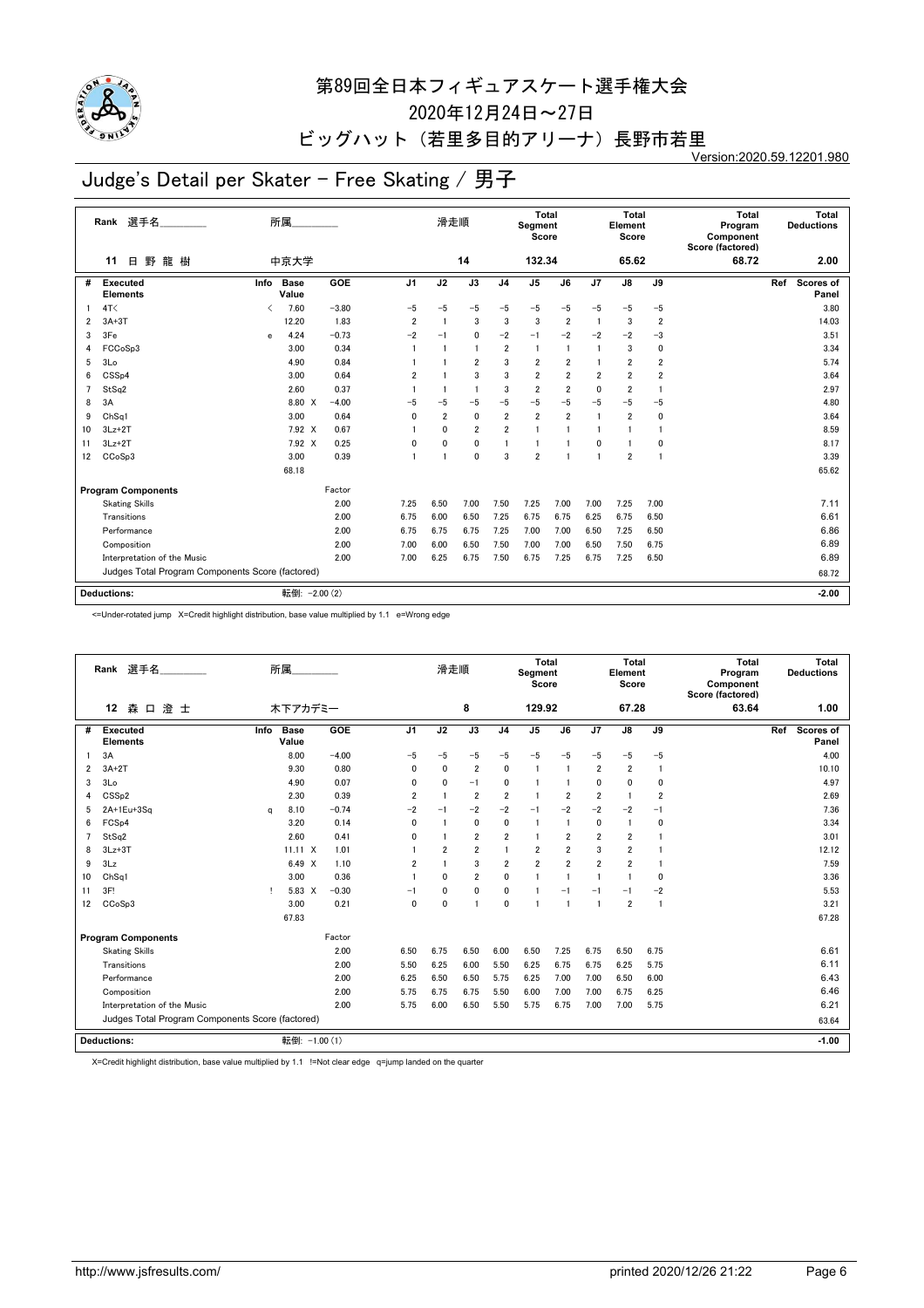# 第89回全日本フィギュアスケート選手権大会

2020年12月24日～27日

ビッグハット（若里多目的アリーナ）長野市若里

Version:2020.59.12201.980

## Judge's Detail per Skater - Free Skating / 男子

| Rank | 選手名 | 所属 | 滑走順 | Total Segment Score | Total Element Score | Total Program Component Score (factored) | Total Deductions |
|---|---|---|---|---|---|---|---|
| 11 | 日 野 龍 樹 | 中京大学 | 14 | 132.34 | 65.62 | 68.72 | 2.00 |

| # | Executed Elements | Info | Base Value | GOE | J1 | J2 | J3 | J4 | J5 | J6 | J7 | J8 | J9 | Ref | Scores of Panel |
|---|---|---|---|---|---|---|---|---|---|---|---|---|---|---|---|
| 1 | 4T< | < | 7.60 | −3.80 | −5 | −5 | −5 | −5 | −5 | −5 | −5 | −5 | −5 | | 3.80 |
| 2 | 3A+3T | | 12.20 | 1.83 | 2 | 1 | 3 | 3 | 3 | 2 | 1 | 3 | 2 | | 14.03 |
| 3 | 3Fe | e | 4.24 | −0.73 | −2 | −1 | 0 | −2 | −1 | −2 | −2 | −2 | −3 | | 3.51 |
| 4 | FCCoSp3 | | 3.00 | 0.34 | 1 | 1 | 1 | 2 | 1 | 1 | 1 | 3 | 0 | | 3.34 |
| 5 | 3Lo | | 4.90 | 0.84 | 1 | 1 | 2 | 3 | 2 | 2 | 1 | 2 | 2 | | 5.74 |
| 6 | CSSp4 | | 3.00 | 0.64 | 2 | 1 | 3 | 3 | 2 | 2 | 2 | 2 | 2 | | 3.64 |
| 7 | StSq2 | | 2.60 | 0.37 | 1 | 1 | 1 | 3 | 2 | 2 | 0 | 2 | 1 | | 2.97 |
| 8 | 3A | | 8.80 X | −4.00 | −5 | −5 | −5 | −5 | −5 | −5 | −5 | −5 | −5 | | 4.80 |
| 9 | ChSq1 | | 3.00 | 0.64 | 0 | 2 | 0 | 2 | 2 | 2 | 1 | 2 | 0 | | 3.64 |
| 10 | 3Lz+2T | | 7.92 X | 0.67 | 1 | 0 | 2 | 2 | 1 | 1 | 1 | 1 | 1 | | 8.59 |
| 11 | 3Lz+2T | | 7.92 X | 0.25 | 0 | 0 | 0 | 1 | 1 | 1 | 0 | 1 | 0 | | 8.17 |
| 12 | CCoSp3 | | 3.00 | 0.39 | 1 | 1 | 0 | 3 | 2 | 1 | 1 | 2 | 1 | | 3.39 |
| | | | 68.18 | | | | | | | | | | | | 65.62 |

| Program Components | Factor | J1 | J2 | J3 | J4 | J5 | J6 | J7 | J8 | J9 | Scores of Panel |
|---|---|---|---|---|---|---|---|---|---|---|---|
| Skating Skills | 2.00 | 7.25 | 6.50 | 7.00 | 7.50 | 7.25 | 7.00 | 7.00 | 7.25 | 7.00 | 7.11 |
| Transitions | 2.00 | 6.75 | 6.00 | 6.50 | 7.25 | 6.75 | 6.75 | 6.25 | 6.75 | 6.50 | 6.61 |
| Performance | 2.00 | 6.75 | 6.75 | 6.75 | 7.25 | 7.00 | 7.00 | 6.50 | 7.25 | 6.50 | 6.86 |
| Composition | 2.00 | 7.00 | 6.00 | 6.50 | 7.50 | 7.00 | 7.00 | 6.50 | 7.50 | 6.75 | 6.89 |
| Interpretation of the Music | 2.00 | 7.00 | 6.25 | 6.75 | 7.50 | 6.75 | 7.25 | 6.75 | 7.25 | 6.50 | 6.89 |
| Judges Total Program Components Score (factored) | | | | | | | | | | | 68.72 |

**Deductions:** 転倒: −2.00 (2) **−2.00**

<=Under-rotated jump X=Credit highlight distribution, base value multiplied by 1.1 e=Wrong edge

| Rank | 選手名 | 所属 | 滑走順 | Total Segment Score | Total Element Score | Total Program Component Score (factored) | Total Deductions |
|---|---|---|---|---|---|---|---|
| 12 | 森 口 澄 士 | 木下アカデミー | 8 | 129.92 | 67.28 | 63.64 | 1.00 |

| # | Executed Elements | Info | Base Value | GOE | J1 | J2 | J3 | J4 | J5 | J6 | J7 | J8 | J9 | Ref | Scores of Panel |
|---|---|---|---|---|---|---|---|---|---|---|---|---|---|---|---|
| 1 | 3A | | 8.00 | −4.00 | −5 | −5 | −5 | −5 | −5 | −5 | −5 | −5 | −5 | | 4.00 |
| 2 | 3A+2T | | 9.30 | 0.80 | 0 | 0 | 2 | 0 | 1 | 1 | 2 | 2 | 1 | | 10.10 |
| 3 | 3Lo | | 4.90 | 0.07 | 0 | 0 | −1 | 0 | 1 | 1 | 0 | 0 | 0 | | 4.97 |
| 4 | CSSp2 | | 2.30 | 0.39 | 2 | 1 | 2 | 2 | 1 | 2 | 2 | 1 | 2 | | 2.69 |
| 5 | 2A+1Eu+3Sq | q | 8.10 | −0.74 | −2 | −1 | −2 | −2 | −1 | −2 | −2 | −2 | −1 | | 7.36 |
| 6 | FCSp4 | | 3.20 | 0.14 | 0 | 1 | 0 | 0 | 1 | 1 | 0 | 1 | 0 | | 3.34 |
| 7 | StSq2 | | 2.60 | 0.41 | 0 | 1 | 2 | 2 | 1 | 2 | 2 | 2 | 1 | | 3.01 |
| 8 | 3Lz+3T | | 11.11 X | 1.01 | 1 | 2 | 2 | 1 | 2 | 2 | 3 | 2 | 1 | | 12.12 |
| 9 | 3Lz | | 6.49 X | 1.10 | 2 | 1 | 3 | 2 | 2 | 2 | 2 | 2 | 1 | | 7.59 |
| 10 | ChSq1 | | 3.00 | 0.36 | 1 | 0 | 2 | 0 | 1 | 1 | 1 | 1 | 0 | | 3.36 |
| 11 | 3F! | ! | 5.83 X | −0.30 | −1 | 0 | 0 | 0 | 1 | −1 | −1 | −1 | −2 | | 5.53 |
| 12 | CCoSp3 | | 3.00 | 0.21 | 0 | 0 | 1 | 0 | 1 | 1 | 1 | 2 | 1 | | 3.21 |
| | | | 67.83 | | | | | | | | | | | | 67.28 |

| Program Components | Factor | J1 | J2 | J3 | J4 | J5 | J6 | J7 | J8 | J9 | Scores of Panel |
|---|---|---|---|---|---|---|---|---|---|---|---|
| Skating Skills | 2.00 | 6.50 | 6.75 | 6.50 | 6.00 | 6.50 | 7.25 | 6.75 | 6.50 | 6.75 | 6.61 |
| Transitions | 2.00 | 5.50 | 6.25 | 6.00 | 5.50 | 6.25 | 6.75 | 6.75 | 6.25 | 5.75 | 6.11 |
| Performance | 2.00 | 6.25 | 6.50 | 6.50 | 5.75 | 6.25 | 7.00 | 7.00 | 6.50 | 6.00 | 6.43 |
| Composition | 2.00 | 5.75 | 6.75 | 6.75 | 5.50 | 6.00 | 7.00 | 7.00 | 6.75 | 6.25 | 6.46 |
| Interpretation of the Music | 2.00 | 5.75 | 6.00 | 6.50 | 5.50 | 5.75 | 6.75 | 7.00 | 7.00 | 5.75 | 6.21 |
| Judges Total Program Components Score (factored) | | | | | | | | | | | 63.64 |

**Deductions:** 転倒: −1.00 (1) **−1.00**

X=Credit highlight distribution, base value multiplied by 1.1 !=Not clear edge q=jump landed on the quarter

http://www.jsfresults.com/ printed 2020/12/26 21:22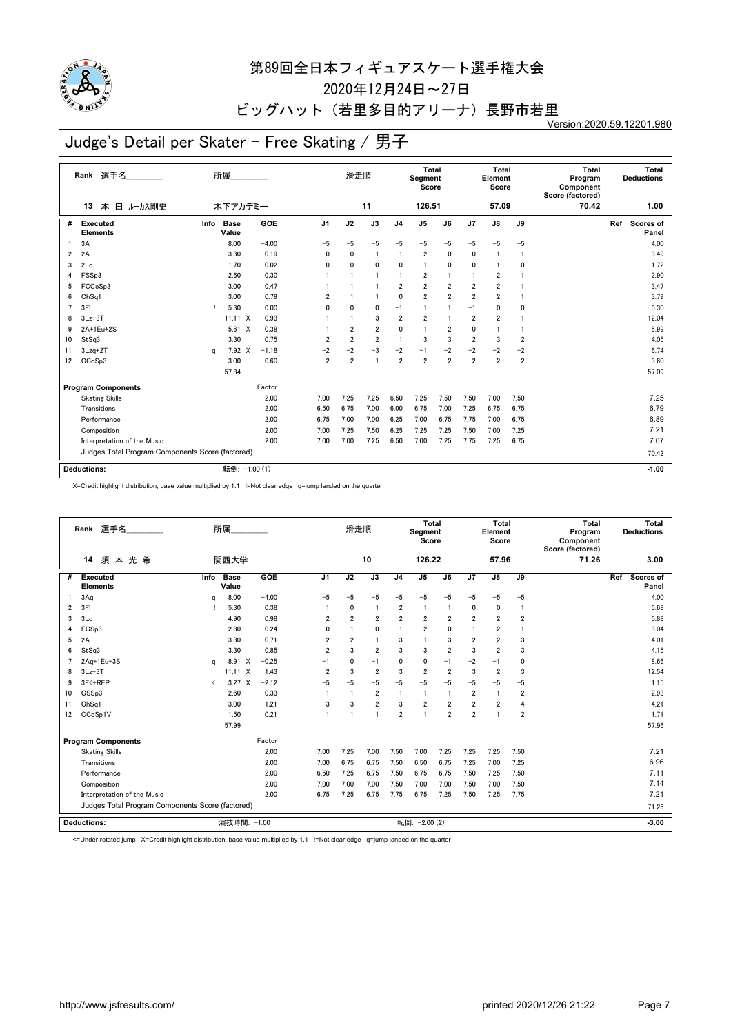# 第89回全日本フィギュアスケート選手権大会

2020年12月24日～27日

ビッグハット（若里多目的アリーナ）長野市若里

Version:2020.59.12201.980

## Judge's Detail per Skater - Free Skating / 男子

| Rank | 選手名 | 所属 | 滑走順 | Total Segment Score | Total Element Score | Total Program Component Score (factored) | Total Deductions |
|---|---|---|---|---|---|---|---|
| 13 | 本 田 ルーカス剛史 | 木下アカデミー | 11 | 126.51 | 57.09 | 70.42 | 1.00 |

| # | Executed Elements | Info | Base Value | | GOE | J1 | J2 | J3 | J4 | J5 | J6 | J7 | J8 | J9 | Ref | Scores of Panel |
|---|---|---|---|---|---|---|---|---|---|---|---|---|---|---|---|---|
| 1 | 3A | | 8.00 | | −4.00 | −5 | −5 | −5 | −5 | −5 | −5 | −5 | −5 | −5 | | 4.00 |
| 2 | 2A | | 3.30 | | 0.19 | 0 | 0 | 1 | 1 | 2 | 0 | 0 | 1 | 1 | | 3.49 |
| 3 | 2Lo | | 1.70 | | 0.02 | 0 | 0 | 0 | 0 | 1 | 0 | 0 | 1 | 0 | | 1.72 |
| 4 | FSSp3 | | 2.60 | | 0.30 | 1 | 1 | 1 | 1 | 2 | 1 | 1 | 2 | 1 | | 2.90 |
| 5 | FCCoSp3 | | 3.00 | | 0.47 | 1 | 1 | 1 | 2 | 2 | 2 | 2 | 2 | 1 | | 3.47 |
| 6 | ChSq1 | | 3.00 | | 0.79 | 2 | 1 | 1 | 0 | 2 | 2 | 2 | 2 | 1 | | 3.79 |
| 7 | 3F! | ! | 5.30 | | 0.00 | 0 | 0 | 0 | −1 | 1 | 1 | −1 | 0 | 0 | | 5.30 |
| 8 | 3Lz+3T | | 11.11 | X | 0.93 | 1 | 1 | 3 | 2 | 2 | 1 | 2 | 2 | 1 | | 12.04 |
| 9 | 2A+1Eu+2S | | 5.61 | X | 0.38 | 1 | 2 | 2 | 0 | 1 | 2 | 0 | 1 | 1 | | 5.99 |
| 10 | StSq3 | | 3.30 | | 0.75 | 2 | 2 | 2 | 1 | 3 | 3 | 2 | 3 | 2 | | 4.05 |
| 11 | 3Lzq+2T | q | 7.92 | X | −1.18 | −2 | −2 | −3 | −2 | −1 | −2 | −2 | −2 | −2 | | 6.74 |
| 12 | CCoSp3 | | 3.00 | | 0.60 | 2 | 2 | 1 | 2 | 2 | 2 | 2 | 2 | 2 | | 3.60 |
| | | | 57.84 | | | | | | | | | | | | | 57.09 |

| Program Components | Factor | J1 | J2 | J3 | J4 | J5 | J6 | J7 | J8 | J9 | Scores of Panel |
|---|---|---|---|---|---|---|---|---|---|---|---|
| Skating Skills | 2.00 | 7.00 | 7.25 | 7.25 | 6.50 | 7.25 | 7.50 | 7.50 | 7.00 | 7.50 | 7.25 |
| Transitions | 2.00 | 6.50 | 6.75 | 7.00 | 6.00 | 6.75 | 7.00 | 7.25 | 6.75 | 6.75 | 6.79 |
| Performance | 2.00 | 6.75 | 7.00 | 7.00 | 6.25 | 7.00 | 6.75 | 7.75 | 7.00 | 6.75 | 6.89 |
| Composition | 2.00 | 7.00 | 7.25 | 7.50 | 6.25 | 7.25 | 7.25 | 7.50 | 7.00 | 7.25 | 7.21 |
| Interpretation of the Music | 2.00 | 7.00 | 7.00 | 7.25 | 6.50 | 7.00 | 7.25 | 7.75 | 7.25 | 6.75 | 7.07 |
| Judges Total Program Components Score (factored) | | | | | | | | | | | 70.42 |

Deductions: 転倒: −1.00 (1) **−1.00**

X=Credit highlight distribution, base value multiplied by 1.1 !=Not clear edge q=jump landed on the quarter

| Rank | 選手名 | 所属 | 滑走順 | Total Segment Score | Total Element Score | Total Program Component Score (factored) | Total Deductions |
|---|---|---|---|---|---|---|---|
| 14 | 須 本 光 希 | 関西大学 | 10 | 126.22 | 57.96 | 71.26 | 3.00 |

| # | Executed Elements | Info | Base Value | | GOE | J1 | J2 | J3 | J4 | J5 | J6 | J7 | J8 | J9 | Ref | Scores of Panel |
|---|---|---|---|---|---|---|---|---|---|---|---|---|---|---|---|---|
| 1 | 3Aq | q | 8.00 | | −4.00 | −5 | −5 | −5 | −5 | −5 | −5 | −5 | −5 | −5 | | 4.00 |
| 2 | 3F! | ! | 5.30 | | 0.38 | 1 | 0 | 1 | 2 | 1 | 1 | 0 | 0 | 1 | | 5.68 |
| 3 | 3Lo | | 4.90 | | 0.98 | 2 | 2 | 2 | 2 | 2 | 2 | 2 | 2 | 2 | | 5.88 |
| 4 | FCSp3 | | 2.80 | | 0.24 | 0 | 1 | 0 | 1 | 2 | 0 | 1 | 2 | 1 | | 3.04 |
| 5 | 2A | | 3.30 | | 0.71 | 2 | 2 | 1 | 3 | 1 | 3 | 2 | 2 | 3 | | 4.01 |
| 6 | StSq3 | | 3.30 | | 0.85 | 2 | 3 | 2 | 3 | 3 | 2 | 3 | 2 | 3 | | 4.15 |
| 7 | 2Aq+1Eu+3S | q | 8.91 | X | −0.25 | −1 | 0 | −1 | 0 | 0 | −1 | −2 | −1 | 0 | | 8.66 |
| 8 | 3Lz+3T | | 11.11 | X | 1.43 | 2 | 3 | 2 | 3 | 2 | 2 | 3 | 2 | 3 | | 12.54 |
| 9 | 3F<+REP | < | 3.27 | X | −2.12 | −5 | −5 | −5 | −5 | −5 | −5 | −5 | −5 | −5 | | 1.15 |
| 10 | CSSp3 | | 2.60 | | 0.33 | 1 | 1 | 2 | 1 | 1 | 1 | 2 | 1 | 2 | | 2.93 |
| 11 | ChSq1 | | 3.00 | | 1.21 | 3 | 3 | 2 | 3 | 2 | 2 | 2 | 2 | 4 | | 4.21 |
| 12 | CCoSp1V | | 1.50 | | 0.21 | 1 | 1 | 1 | 2 | 1 | 2 | 2 | 1 | 2 | | 1.71 |
| | | | 57.99 | | | | | | | | | | | | | 57.96 |

| Program Components | Factor | J1 | J2 | J3 | J4 | J5 | J6 | J7 | J8 | J9 | Scores of Panel |
|---|---|---|---|---|---|---|---|---|---|---|---|
| Skating Skills | 2.00 | 7.00 | 7.25 | 7.00 | 7.50 | 7.00 | 7.25 | 7.25 | 7.25 | 7.50 | 7.21 |
| Transitions | 2.00 | 7.00 | 6.75 | 6.75 | 7.50 | 6.50 | 6.75 | 7.25 | 7.00 | 7.25 | 6.96 |
| Performance | 2.00 | 6.50 | 7.25 | 6.75 | 7.50 | 6.75 | 6.75 | 7.50 | 7.25 | 7.50 | 7.11 |
| Composition | 2.00 | 7.00 | 7.00 | 7.00 | 7.50 | 7.00 | 7.00 | 7.50 | 7.00 | 7.50 | 7.14 |
| Interpretation of the Music | 2.00 | 6.75 | 7.25 | 6.75 | 7.75 | 6.75 | 7.25 | 7.50 | 7.25 | 7.75 | 7.21 |
| Judges Total Program Components Score (factored) | | | | | | | | | | | 71.26 |

Deductions: 演技時間: −1.00 転倒: −2.00 (2) **−3.00**

<=Under-rotated jump X=Credit highlight distribution, base value multiplied by 1.1 !=Not clear edge q=jump landed on the quarter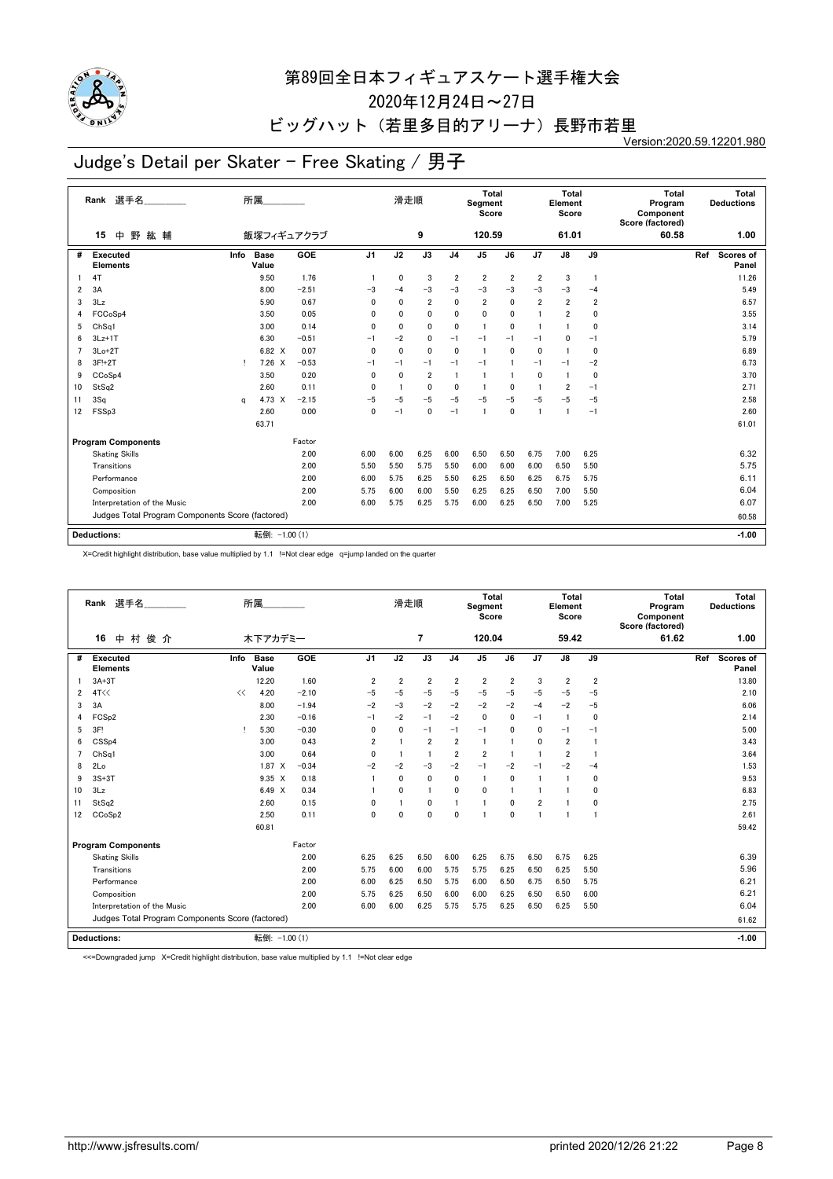# 第89回全日本フィギュアスケート選手権大会

2020年12月24日～27日

ビッグハット（若里多目的アリーナ）長野市若里

Version:2020.59.12201.980

## Judge's Detail per Skater - Free Skating / 男子

| Rank | 選手名 | 所属 | 滑走順 | Total Segment Score | Total Element Score | Total Program Component Score (factored) | Total Deductions |
|---|---|---|---|---|---|---|---|
| 15 | 中 野 紘 輔 | 飯塚フィギュアクラブ | 9 | 120.59 | 61.01 | 60.58 | 1.00 |

| # | Executed Elements | Info | Base Value | | GOE | J1 | J2 | J3 | J4 | J5 | J6 | J7 | J8 | J9 | Ref | Scores of Panel |
|---|---|---|---|---|---|---|---|---|---|---|---|---|---|---|---|---|
| 1 | 4T | | 9.50 | | 1.76 | 1 | 0 | 3 | 2 | 2 | 2 | 2 | 3 | 1 | | 11.26 |
| 2 | 3A | | 8.00 | | −2.51 | −3 | −4 | −3 | −3 | −3 | −3 | −3 | −3 | −4 | | 5.49 |
| 3 | 3Lz | | 5.90 | | 0.67 | 0 | 0 | 2 | 0 | 2 | 0 | 2 | 2 | 2 | | 6.57 |
| 4 | FCCoSp4 | | 3.50 | | 0.05 | 0 | 0 | 0 | 0 | 0 | 0 | 1 | 2 | 0 | | 3.55 |
| 5 | ChSq1 | | 3.00 | | 0.14 | 0 | 0 | 0 | 0 | 1 | 0 | 1 | 1 | 0 | | 3.14 |
| 6 | 3Lz+1T | | 6.30 | | −0.51 | −1 | −2 | 0 | −1 | −1 | −1 | −1 | 0 | −1 | | 5.79 |
| 7 | 3Lo+2T | | 6.82 | X | 0.07 | 0 | 0 | 0 | 0 | 1 | 0 | 0 | 1 | 0 | | 6.89 |
| 8 | 3F!+2T | ! | 7.26 | X | −0.53 | −1 | −1 | −1 | −1 | −1 | 1 | −1 | −1 | −2 | | 6.73 |
| 9 | CCoSp4 | | 3.50 | | 0.20 | 0 | 0 | 2 | 1 | 1 | 1 | 0 | 1 | 0 | | 3.70 |
| 10 | StSq2 | | 2.60 | | 0.11 | 0 | 1 | 0 | 0 | 1 | 0 | 1 | 2 | −1 | | 2.71 |
| 11 | 3Sq | q | 4.73 | X | −2.15 | −5 | −5 | −5 | −5 | −5 | −5 | −5 | −5 | −5 | | 2.58 |
| 12 | FSSp3 | | 2.60 | | 0.00 | 0 | −1 | 0 | −1 | 1 | 0 | 1 | 1 | −1 | | 2.60 |
| | | | 63.71 | | | | | | | | | | | | | 61.01 |

| Program Components | Factor | J1 | J2 | J3 | J4 | J5 | J6 | J7 | J8 | J9 | Scores of Panel |
|---|---|---|---|---|---|---|---|---|---|---|---|
| Skating Skills | 2.00 | 6.00 | 6.00 | 6.25 | 6.00 | 6.50 | 6.50 | 6.75 | 7.00 | 6.25 | 6.32 |
| Transitions | 2.00 | 5.50 | 5.50 | 5.75 | 5.50 | 6.00 | 6.00 | 6.00 | 6.50 | 5.50 | 5.75 |
| Performance | 2.00 | 6.00 | 5.75 | 6.25 | 5.50 | 6.25 | 6.50 | 6.25 | 6.75 | 5.75 | 6.11 |
| Composition | 2.00 | 5.75 | 6.00 | 6.00 | 5.50 | 6.25 | 6.25 | 6.50 | 7.00 | 5.50 | 6.04 |
| Interpretation of the Music | 2.00 | 6.00 | 5.75 | 6.25 | 5.75 | 6.00 | 6.25 | 6.50 | 7.00 | 5.25 | 6.07 |
| Judges Total Program Components Score (factored) | | | | | | | | | | | 60.58 |

**Deductions:** 転倒: −1.00 (1) **−1.00**

X=Credit highlight distribution, base value multiplied by 1.1 !=Not clear edge q=jump landed on the quarter

| Rank | 選手名 | 所属 | 滑走順 | Total Segment Score | Total Element Score | Total Program Component Score (factored) | Total Deductions |
|---|---|---|---|---|---|---|---|
| 16 | 中 村 俊 介 | 木下アカデミー | 7 | 120.04 | 59.42 | 61.62 | 1.00 |

| # | Executed Elements | Info | Base Value | | GOE | J1 | J2 | J3 | J4 | J5 | J6 | J7 | J8 | J9 | Ref | Scores of Panel |
|---|---|---|---|---|---|---|---|---|---|---|---|---|---|---|---|---|
| 1 | 3A+3T | | 12.20 | | 1.60 | 2 | 2 | 2 | 2 | 2 | 2 | 3 | 2 | 2 | | 13.80 |
| 2 | 4T<< | << | 4.20 | | −2.10 | −5 | −5 | −5 | −5 | −5 | −5 | −5 | −5 | −5 | | 2.10 |
| 3 | 3A | | 8.00 | | −1.94 | −2 | −3 | −2 | −2 | −2 | −2 | −4 | −2 | −5 | | 6.06 |
| 4 | FCSp2 | | 2.30 | | −0.16 | −1 | −2 | −1 | −2 | 0 | 0 | −1 | 1 | 0 | | 2.14 |
| 5 | 3F! | ! | 5.30 | | −0.30 | 0 | 0 | −1 | −1 | −1 | 0 | 0 | −1 | −1 | | 5.00 |
| 6 | CSSp4 | | 3.00 | | 0.43 | 2 | 1 | 2 | 2 | 1 | 1 | 0 | 2 | 1 | | 3.43 |
| 7 | ChSq1 | | 3.00 | | 0.64 | 0 | 1 | 1 | 2 | 2 | 1 | 1 | 2 | 1 | | 3.64 |
| 8 | 2Lo | | 1.87 | X | −0.34 | −2 | −2 | −3 | −2 | −1 | −2 | −1 | −2 | −4 | | 1.53 |
| 9 | 3S+3T | | 9.35 | X | 0.18 | 1 | 0 | 0 | 0 | 1 | 0 | 1 | 1 | 0 | | 9.53 |
| 10 | 3Lz | | 6.49 | X | 0.34 | 1 | 0 | 1 | 0 | 0 | 1 | 1 | 1 | 0 | | 6.83 |
| 11 | StSq2 | | 2.60 | | 0.15 | 0 | 1 | 0 | 1 | 1 | 0 | 2 | 1 | 0 | | 2.75 |
| 12 | CCoSp2 | | 2.50 | | 0.11 | 0 | 0 | 0 | 0 | 1 | 0 | 1 | 1 | 1 | | 2.61 |
| | | | 60.81 | | | | | | | | | | | | | 59.42 |

| Program Components | Factor | J1 | J2 | J3 | J4 | J5 | J6 | J7 | J8 | J9 | Scores of Panel |
|---|---|---|---|---|---|---|---|---|---|---|---|
| Skating Skills | 2.00 | 6.25 | 6.25 | 6.50 | 6.00 | 6.25 | 6.75 | 6.50 | 6.75 | 6.25 | 6.39 |
| Transitions | 2.00 | 5.75 | 6.00 | 6.00 | 5.75 | 5.75 | 6.25 | 6.50 | 6.25 | 5.50 | 5.96 |
| Performance | 2.00 | 6.00 | 6.25 | 6.50 | 5.75 | 6.00 | 6.50 | 6.75 | 6.50 | 5.75 | 6.21 |
| Composition | 2.00 | 5.75 | 6.25 | 6.50 | 6.00 | 6.00 | 6.25 | 6.50 | 6.50 | 6.00 | 6.21 |
| Interpretation of the Music | 2.00 | 6.00 | 6.00 | 6.25 | 5.75 | 5.75 | 6.25 | 6.50 | 6.25 | 5.50 | 6.04 |
| Judges Total Program Components Score (factored) | | | | | | | | | | | 61.62 |

**Deductions:** 転倒: −1.00 (1) **−1.00**

<<=Downgraded jump X=Credit highlight distribution, base value multiplied by 1.1 !=Not clear edge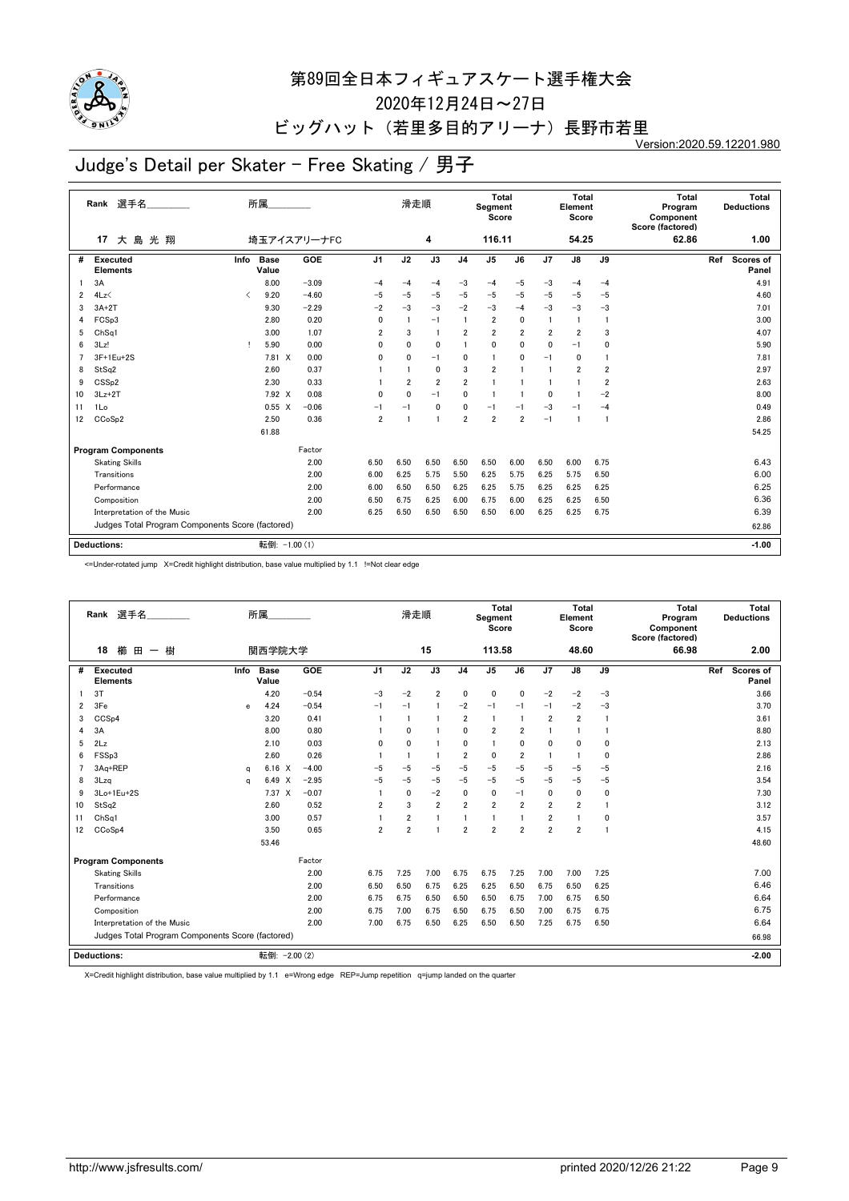# 第89回全日本フィギュアスケート選手権大会

2020年12月24日～27日

ビッグハット（若里多目的アリーナ）長野市若里

Version:2020.59.12201.980

## Judge's Detail per Skater - Free Skating / 男子

| Rank | 選手名 | 所属 | 滑走順 | Total Segment Score | Total Element Score | Total Program Component Score (factored) | Total Deductions |
|---|---|---|---|---|---|---|---|
| 17 | 大 島 光 翔 | 埼玉アイスアリーナFC | 4 | 116.11 | 54.25 | 62.86 | 1.00 |

| # | Executed Elements | Info | Base Value | | GOE | J1 | J2 | J3 | J4 | J5 | J6 | J7 | J8 | J9 | Ref | Scores of Panel |
|---|---|---|---|---|---|---|---|---|---|---|---|---|---|---|---|---|
| 1 | 3A | | 8.00 | | -3.09 | -4 | -4 | -4 | -3 | -4 | -5 | -3 | -4 | -4 | | 4.91 |
| 2 | 4Lz< | < | 9.20 | | -4.60 | -5 | -5 | -5 | -5 | -5 | -5 | -5 | -5 | -5 | | 4.60 |
| 3 | 3A+2T | | 9.30 | | -2.29 | -2 | -3 | -3 | -2 | -3 | -4 | -3 | -3 | -3 | | 7.01 |
| 4 | FCSp3 | | 2.80 | | 0.20 | 0 | 1 | -1 | 1 | 2 | 0 | 1 | 1 | 1 | | 3.00 |
| 5 | ChSq1 | | 3.00 | | 1.07 | 2 | 3 | 1 | 2 | 2 | 2 | 2 | 2 | 3 | | 4.07 |
| 6 | 3Lz! | ! | 5.90 | | 0.00 | 0 | 0 | 0 | 1 | 0 | 0 | 0 | -1 | 0 | | 5.90 |
| 7 | 3F+1Eu+2S | | 7.81 | X | 0.00 | 0 | 0 | -1 | 0 | 1 | 0 | -1 | 0 | 1 | | 7.81 |
| 8 | StSq2 | | 2.60 | | 0.37 | 1 | 1 | 0 | 3 | 2 | 1 | 1 | 2 | 2 | | 2.97 |
| 9 | CSSp2 | | 2.30 | | 0.33 | 1 | 2 | 2 | 2 | 1 | 1 | 1 | 1 | 2 | | 2.63 |
| 10 | 3Lz+2T | | 7.92 | X | 0.08 | 0 | 0 | -1 | 0 | 1 | 1 | 0 | 1 | -2 | | 8.00 |
| 11 | 1Lo | | 0.55 | X | -0.06 | -1 | -1 | 0 | 0 | -1 | -1 | -3 | -1 | -4 | | 0.49 |
| 12 | CCoSp2 | | 2.50 | | 0.36 | 2 | 1 | 1 | 2 | 2 | 2 | -1 | 1 | 1 | | 2.86 |
| | | | 61.88 | | | | | | | | | | | | | 54.25 |

| Program Components | Factor | J1 | J2 | J3 | J4 | J5 | J6 | J7 | J8 | J9 | Scores of Panel |
|---|---|---|---|---|---|---|---|---|---|---|---|
| Skating Skills | 2.00 | 6.50 | 6.50 | 6.50 | 6.50 | 6.50 | 6.00 | 6.50 | 6.00 | 6.75 | 6.43 |
| Transitions | 2.00 | 6.00 | 6.25 | 5.75 | 5.50 | 6.25 | 5.75 | 6.25 | 5.75 | 6.50 | 6.00 |
| Performance | 2.00 | 6.00 | 6.50 | 6.50 | 6.25 | 6.25 | 5.75 | 6.25 | 6.25 | 6.25 | 6.25 |
| Composition | 2.00 | 6.50 | 6.75 | 6.25 | 6.00 | 6.75 | 6.00 | 6.25 | 6.25 | 6.50 | 6.36 |
| Interpretation of the Music | 2.00 | 6.25 | 6.50 | 6.50 | 6.50 | 6.50 | 6.00 | 6.25 | 6.25 | 6.75 | 6.39 |
| Judges Total Program Components Score (factored) | | | | | | | | | | | 62.86 |

**Deductions:** 転倒: -1.00 (1) **-1.00**

<=Under-rotated jump X=Credit highlight distribution, base value multiplied by 1.1 !=Not clear edge

| Rank | 選手名 | 所属 | 滑走順 | Total Segment Score | Total Element Score | Total Program Component Score (factored) | Total Deductions |
|---|---|---|---|---|---|---|---|
| 18 | 櫛 田 一 樹 | 関西学院大学 | 15 | 113.58 | 48.60 | 66.98 | 2.00 |

| # | Executed Elements | Info | Base Value | | GOE | J1 | J2 | J3 | J4 | J5 | J6 | J7 | J8 | J9 | Ref | Scores of Panel |
|---|---|---|---|---|---|---|---|---|---|---|---|---|---|---|---|---|
| 1 | 3T | | 4.20 | | -0.54 | -3 | -2 | 2 | 0 | 0 | 0 | -2 | -2 | -3 | | 3.66 |
| 2 | 3Fe | e | 4.24 | | -0.54 | -1 | -1 | 1 | -2 | -1 | -1 | -1 | -2 | -3 | | 3.70 |
| 3 | CCSp4 | | 3.20 | | 0.41 | 1 | 1 | 1 | 2 | 1 | 1 | 2 | 2 | 1 | | 3.61 |
| 4 | 3A | | 8.00 | | 0.80 | 1 | 0 | 1 | 0 | 2 | 2 | 1 | 1 | 1 | | 8.80 |
| 5 | 2Lz | | 2.10 | | 0.03 | 0 | 0 | 1 | 0 | 1 | 0 | 0 | 0 | 0 | | 2.13 |
| 6 | FSSp3 | | 2.60 | | 0.26 | 1 | 1 | 1 | 2 | 0 | 2 | 1 | 1 | 0 | | 2.86 |
| 7 | 3Aq+REP | q | 6.16 | X | -4.00 | -5 | -5 | -5 | -5 | -5 | -5 | -5 | -5 | -5 | | 2.16 |
| 8 | 3Lzq | q | 6.49 | X | -2.95 | -5 | -5 | -5 | -5 | -5 | -5 | -5 | -5 | -5 | | 3.54 |
| 9 | 3Lo+1Eu+2S | | 7.37 | X | -0.07 | 1 | 0 | -2 | 0 | 0 | -1 | 0 | 0 | 0 | | 7.30 |
| 10 | StSq2 | | 2.60 | | 0.52 | 2 | 3 | 2 | 2 | 2 | 2 | 2 | 2 | 1 | | 3.12 |
| 11 | ChSq1 | | 3.00 | | 0.57 | 1 | 2 | 1 | 1 | 1 | 1 | 2 | 1 | 0 | | 3.57 |
| 12 | CCoSp4 | | 3.50 | | 0.65 | 2 | 2 | 1 | 2 | 2 | 2 | 2 | 2 | 1 | | 4.15 |
| | | | 53.46 | | | | | | | | | | | | | 48.60 |

| Program Components | Factor | J1 | J2 | J3 | J4 | J5 | J6 | J7 | J8 | J9 | Scores of Panel |
|---|---|---|---|---|---|---|---|---|---|---|---|
| Skating Skills | 2.00 | 6.75 | 7.25 | 7.00 | 6.75 | 6.75 | 7.25 | 7.00 | 7.00 | 7.25 | 7.00 |
| Transitions | 2.00 | 6.50 | 6.50 | 6.75 | 6.25 | 6.25 | 6.50 | 6.75 | 6.50 | 6.25 | 6.46 |
| Performance | 2.00 | 6.75 | 6.75 | 6.50 | 6.50 | 6.50 | 6.75 | 7.00 | 6.75 | 6.50 | 6.64 |
| Composition | 2.00 | 6.75 | 7.00 | 6.75 | 6.50 | 6.75 | 6.50 | 7.00 | 6.75 | 6.75 | 6.75 |
| Interpretation of the Music | 2.00 | 7.00 | 6.75 | 6.50 | 6.25 | 6.50 | 6.50 | 7.25 | 6.75 | 6.50 | 6.64 |
| Judges Total Program Components Score (factored) | | | | | | | | | | | 66.98 |

**Deductions:** 転倒: -2.00 (2) **-2.00**

X=Credit highlight distribution, base value multiplied by 1.1 e=Wrong edge REP=Jump repetition q=jump landed on the quarter

http://www.jsfresults.com/ printed 2020/12/26 21:22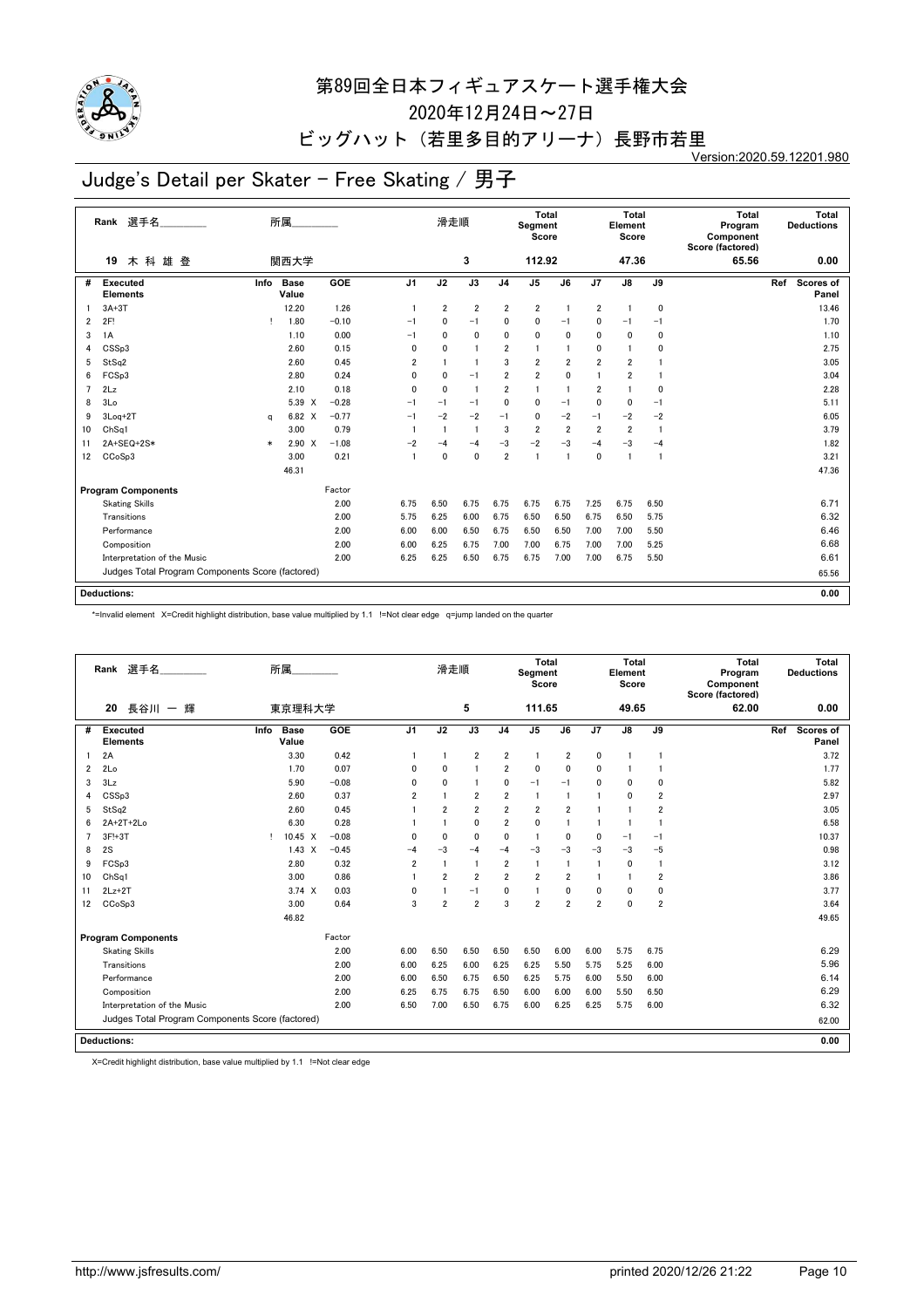# 第89回全日本フィギュアスケート選手権大会

2020年12月24日～27日

ビッグハット（若里多目的アリーナ）長野市若里

Version:2020.59.12201.980

## Judge's Detail per Skater - Free Skating / 男子

| Rank | 選手名 | 所属 | 滑走順 | Total Segment Score | Total Element Score | Total Program Component Score (factored) | Total Deductions |
|---|---|---|---|---|---|---|---|
| 19 | 木 科 雄 登 | 関西大学 | 3 | 112.92 | 47.36 | 65.56 | 0.00 |

| # | Executed Elements | Info | Base Value | | GOE | J1 | J2 | J3 | J4 | J5 | J6 | J7 | J8 | J9 | Ref | Scores of Panel |
|---|---|---|---|---|---|---|---|---|---|---|---|---|---|---|---|---|
| 1 | 3A+3T | | 12.20 | | 1.26 | 1 | 2 | 2 | 2 | 2 | 1 | 2 | 1 | 0 | | 13.46 |
| 2 | 2F! | ! | 1.80 | | −0.10 | −1 | 0 | −1 | 0 | 0 | −1 | 0 | −1 | −1 | | 1.70 |
| 3 | 1A | | 1.10 | | 0.00 | −1 | 0 | 0 | 0 | 0 | 0 | 0 | 0 | 0 | | 1.10 |
| 4 | CSSp3 | | 2.60 | | 0.15 | 0 | 0 | 1 | 2 | 1 | 1 | 0 | 1 | 0 | | 2.75 |
| 5 | StSq2 | | 2.60 | | 0.45 | 2 | 1 | 1 | 3 | 2 | 2 | 2 | 2 | 1 | | 3.05 |
| 6 | FCSp3 | | 2.80 | | 0.24 | 0 | 0 | −1 | 2 | 2 | 0 | 1 | 2 | 1 | | 3.04 |
| 7 | 2Lz | | 2.10 | | 0.18 | 0 | 0 | 1 | 2 | 1 | 1 | 2 | 1 | 0 | | 2.28 |
| 8 | 3Lo | | 5.39 | X | −0.28 | −1 | −1 | −1 | 0 | 0 | −1 | 0 | 0 | −1 | | 5.11 |
| 9 | 3Loq+2T | q | 6.82 | X | −0.77 | −1 | −2 | −2 | −1 | 0 | −2 | −1 | −2 | −2 | | 6.05 |
| 10 | ChSq1 | | 3.00 | | 0.79 | 1 | 1 | 1 | 3 | 2 | 2 | 2 | 2 | 1 | | 3.79 |
| 11 | 2A+SEQ+2S* | * | 2.90 | X | −1.08 | −2 | −4 | −4 | −3 | −2 | −3 | −4 | −3 | −4 | | 1.82 |
| 12 | CCoSp3 | | 3.00 | | 0.21 | 1 | 0 | 0 | 2 | 1 | 1 | 0 | 1 | 1 | | 3.21 |
| | | | 46.31 | | | | | | | | | | | | | 47.36 |

| Program Components | Factor | J1 | J2 | J3 | J4 | J5 | J6 | J7 | J8 | J9 | Scores of Panel |
|---|---|---|---|---|---|---|---|---|---|---|---|
| Skating Skills | 2.00 | 6.75 | 6.50 | 6.75 | 6.75 | 6.75 | 6.75 | 7.25 | 6.75 | 6.50 | 6.71 |
| Transitions | 2.00 | 5.75 | 6.25 | 6.00 | 6.75 | 6.50 | 6.50 | 6.75 | 6.50 | 5.75 | 6.32 |
| Performance | 2.00 | 6.00 | 6.00 | 6.50 | 6.75 | 6.50 | 6.50 | 7.00 | 7.00 | 5.50 | 6.46 |
| Composition | 2.00 | 6.00 | 6.25 | 6.75 | 7.00 | 7.00 | 6.75 | 7.00 | 7.00 | 5.25 | 6.68 |
| Interpretation of the Music | 2.00 | 6.25 | 6.25 | 6.50 | 6.75 | 6.75 | 7.00 | 7.00 | 6.75 | 5.50 | 6.61 |
| Judges Total Program Components Score (factored) | | | | | | | | | | | 65.56 |

**Deductions:** 0.00

*=Invalid element X=Credit highlight distribution, base value multiplied by 1.1 !=Not clear edge q=jump landed on the quarter

| Rank | 選手名 | 所属 | 滑走順 | Total Segment Score | Total Element Score | Total Program Component Score (factored) | Total Deductions |
|---|---|---|---|---|---|---|---|
| 20 | 長谷川 一 輝 | 東京理科大学 | 5 | 111.65 | 49.65 | 62.00 | 0.00 |

| # | Executed Elements | Info | Base Value | | GOE | J1 | J2 | J3 | J4 | J5 | J6 | J7 | J8 | J9 | Ref | Scores of Panel |
|---|---|---|---|---|---|---|---|---|---|---|---|---|---|---|---|---|
| 1 | 2A | | 3.30 | | 0.42 | 1 | 1 | 2 | 2 | 1 | 2 | 0 | 1 | 1 | | 3.72 |
| 2 | 2Lo | | 1.70 | | 0.07 | 0 | 0 | 1 | 2 | 0 | 0 | 0 | 1 | 1 | | 1.77 |
| 3 | 3Lz | | 5.90 | | −0.08 | 0 | 0 | 1 | 0 | −1 | −1 | 0 | 0 | 0 | | 5.82 |
| 4 | CSSp3 | | 2.60 | | 0.37 | 2 | 1 | 2 | 2 | 1 | 1 | 1 | 0 | 2 | | 2.97 |
| 5 | StSq2 | | 2.60 | | 0.45 | 1 | 2 | 2 | 2 | 2 | 2 | 1 | 1 | 2 | | 3.05 |
| 6 | 2A+2T+2Lo | | 6.30 | | 0.28 | 1 | 1 | 0 | 2 | 0 | 1 | 1 | 1 | 1 | | 6.58 |
| 7 | 3F!+3T | ! | 10.45 | X | −0.08 | 0 | 0 | 0 | 0 | 1 | 0 | 0 | −1 | −1 | | 10.37 |
| 8 | 2S | | 1.43 | X | −0.45 | −4 | −3 | −4 | −4 | −3 | −3 | −3 | −3 | −5 | | 0.98 |
| 9 | FCSp3 | | 2.80 | | 0.32 | 2 | 1 | 1 | 2 | 1 | 1 | 1 | 0 | 1 | | 3.12 |
| 10 | ChSq1 | | 3.00 | | 0.86 | 1 | 2 | 2 | 2 | 2 | 2 | 1 | 1 | 2 | | 3.86 |
| 11 | 2Lz+2T | | 3.74 | X | 0.03 | 0 | 1 | −1 | 0 | 1 | 0 | 0 | 0 | 0 | | 3.77 |
| 12 | CCoSp3 | | 3.00 | | 0.64 | 3 | 2 | 2 | 3 | 2 | 2 | 2 | 0 | 2 | | 3.64 |
| | | | 46.82 | | | | | | | | | | | | | 49.65 |

| Program Components | Factor | J1 | J2 | J3 | J4 | J5 | J6 | J7 | J8 | J9 | Scores of Panel |
|---|---|---|---|---|---|---|---|---|---|---|---|
| Skating Skills | 2.00 | 6.00 | 6.50 | 6.50 | 6.50 | 6.50 | 6.00 | 6.00 | 5.75 | 6.75 | 6.29 |
| Transitions | 2.00 | 6.00 | 6.25 | 6.00 | 6.25 | 6.25 | 5.50 | 5.75 | 5.25 | 6.00 | 5.96 |
| Performance | 2.00 | 6.00 | 6.50 | 6.75 | 6.50 | 6.25 | 5.75 | 6.00 | 5.50 | 6.00 | 6.14 |
| Composition | 2.00 | 6.25 | 6.75 | 6.75 | 6.50 | 6.00 | 6.00 | 6.00 | 5.50 | 6.50 | 6.29 |
| Interpretation of the Music | 2.00 | 6.50 | 7.00 | 6.50 | 6.75 | 6.00 | 6.25 | 6.25 | 5.75 | 6.00 | 6.32 |
| Judges Total Program Components Score (factored) | | | | | | | | | | | 62.00 |

**Deductions:** 0.00

X=Credit highlight distribution, base value multiplied by 1.1 !=Not clear edge

http://www.jsfresults.com/ printed 2020/12/26 21:22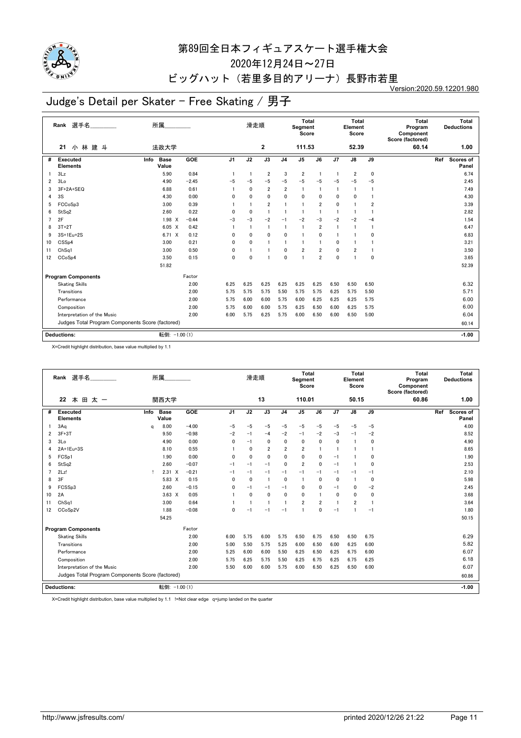# 第89回全日本フィギュアスケート選手権大会

2020年12月24日～27日

ビッグハット（若里多目的アリーナ）長野市若里

Version:2020.59.12201.980

## Judge's Detail per Skater - Free Skating / 男子

| Rank | 選手名 | 所属 | 滑走順 | Total Segment Score | Total Element Score | Total Program Component Score (factored) | Total Deductions |
|---|---|---|---|---|---|---|---|
| 21 | 小 林 建 斗 | 法政大学 | 2 | 111.53 | 52.39 | 60.14 | 1.00 |

| # | Executed Elements | Info | Base Value | | GOE | J1 | J2 | J3 | J4 | J5 | J6 | J7 | J8 | J9 | Ref | Scores of Panel |
|---|---|---|---|---|---|---|---|---|---|---|---|---|---|---|---|---|
| 1 | 3Lz | | 5.90 | | 0.84 | 1 | 1 | 2 | 3 | 2 | 1 | 1 | 2 | 0 | | 6.74 |
| 2 | 3Lo | | 4.90 | | −2.45 | −5 | −5 | −5 | −5 | −5 | −5 | −5 | −5 | −5 | | 2.45 |
| 3 | 3F+2A+SEQ | | 6.88 | | 0.61 | 1 | 0 | 2 | 2 | 1 | 1 | 1 | 1 | 1 | | 7.49 |
| 4 | 3S | | 4.30 | | 0.00 | 0 | 0 | 0 | 0 | 0 | 0 | 0 | 0 | 1 | | 4.30 |
| 5 | FCCoSp3 | | 3.00 | | 0.39 | 1 | 1 | 2 | 1 | 1 | 2 | 0 | 1 | 2 | | 3.39 |
| 6 | StSq2 | | 2.60 | | 0.22 | 0 | 0 | 1 | 1 | 1 | 1 | 1 | 1 | 1 | | 2.82 |
| 7 | 2F | | 1.98 | X | −0.44 | −3 | −3 | −2 | −1 | −2 | −3 | −2 | −2 | −4 | | 1.54 |
| 8 | 3T+2T | | 6.05 | X | 0.42 | 1 | 1 | 1 | 1 | 1 | 2 | 1 | 1 | 1 | | 6.47 |
| 9 | 3S+1Eu+2S | | 6.71 | X | 0.12 | 0 | 0 | 0 | 0 | 1 | 0 | 1 | 1 | 0 | | 6.83 |
| 10 | CSSp4 | | 3.00 | | 0.21 | 0 | 0 | 1 | 1 | 1 | 1 | 0 | 1 | 1 | | 3.21 |
| 11 | ChSq1 | | 3.00 | | 0.50 | 0 | 1 | 1 | 0 | 2 | 2 | 0 | 2 | 1 | | 3.50 |
| 12 | CCoSp4 | | 3.50 | | 0.15 | 0 | 0 | 1 | 0 | 1 | 2 | 0 | 1 | 0 | | 3.65 |
| | | | 51.82 | | | | | | | | | | | | | 52.39 |

| Program Components | Factor | J1 | J2 | J3 | J4 | J5 | J6 | J7 | J8 | J9 | Scores of Panel |
|---|---|---|---|---|---|---|---|---|---|---|---|
| Skating Skills | 2.00 | 6.25 | 6.25 | 6.25 | 6.25 | 6.25 | 6.25 | 6.50 | 6.50 | 6.50 | 6.32 |
| Transitions | 2.00 | 5.75 | 5.75 | 5.75 | 5.50 | 5.75 | 5.75 | 6.25 | 5.75 | 5.50 | 5.71 |
| Performance | 2.00 | 5.75 | 6.00 | 6.00 | 5.75 | 6.00 | 6.25 | 6.25 | 6.25 | 5.75 | 6.00 |
| Composition | 2.00 | 5.75 | 6.00 | 6.00 | 5.75 | 6.25 | 6.50 | 6.00 | 6.25 | 5.75 | 6.00 |
| Interpretation of the Music | 2.00 | 6.00 | 5.75 | 6.25 | 5.75 | 6.00 | 6.50 | 6.00 | 6.50 | 5.00 | 6.04 |
| Judges Total Program Components Score (factored) | | | | | | | | | | | 60.14 |

**Deductions:** 転倒: −1.00 (1) **−1.00**

X=Credit highlight distribution, base value multiplied by 1.1

| Rank | 選手名 | 所属 | 滑走順 | Total Segment Score | Total Element Score | Total Program Component Score (factored) | Total Deductions |
|---|---|---|---|---|---|---|---|
| 22 | 本 田 太 一 | 関西大学 | 13 | 110.01 | 50.15 | 60.86 | 1.00 |

| # | Executed Elements | Info | Base Value | | GOE | J1 | J2 | J3 | J4 | J5 | J6 | J7 | J8 | J9 | Ref | Scores of Panel |
|---|---|---|---|---|---|---|---|---|---|---|---|---|---|---|---|---|
| 1 | 3Aq | q | 8.00 | | −4.00 | −5 | −5 | −5 | −5 | −5 | −5 | −5 | −5 | −5 | | 4.00 |
| 2 | 3F+3T | | 9.50 | | −0.98 | −2 | −1 | −4 | −2 | −1 | −2 | −3 | −1 | −2 | | 8.52 |
| 3 | 3Lo | | 4.90 | | 0.00 | 0 | −1 | 0 | 0 | 0 | 0 | 0 | 1 | 0 | | 4.90 |
| 4 | 2A+1Eu+3S | | 8.10 | | 0.55 | 1 | 0 | 2 | 2 | 2 | 1 | 1 | 1 | 1 | | 8.65 |
| 5 | FCSp1 | | 1.90 | | 0.00 | 0 | 0 | 0 | 0 | 0 | 0 | −1 | 1 | 0 | | 1.90 |
| 6 | StSq2 | | 2.60 | | −0.07 | −1 | −1 | −1 | 0 | 2 | 0 | −1 | 1 | 0 | | 2.53 |
| 7 | 2Lz! | ! | 2.31 | X | −0.21 | −1 | −1 | −1 | −1 | −1 | −1 | −1 | −1 | −1 | | 2.10 |
| 8 | 3F | | 5.83 | X | 0.15 | 0 | 0 | 1 | 0 | 1 | 0 | 0 | 1 | 0 | | 5.98 |
| 9 | FCSSp3 | | 2.60 | | −0.15 | 0 | −1 | −1 | −1 | 0 | 0 | −1 | 0 | −2 | | 2.45 |
| 10 | 2A | | 3.63 | X | 0.05 | 1 | 0 | 0 | 0 | 0 | 1 | 0 | 0 | 0 | | 3.68 |
| 11 | ChSq1 | | 3.00 | | 0.64 | 1 | 1 | 1 | 1 | 2 | 2 | 1 | 2 | 1 | | 3.64 |
| 12 | CCoSp2V | | 1.88 | | −0.08 | 0 | −1 | −1 | −1 | 1 | 0 | −1 | 1 | −1 | | 1.80 |
| | | | 54.25 | | | | | | | | | | | | | 50.15 |

| Program Components | Factor | J1 | J2 | J3 | J4 | J5 | J6 | J7 | J8 | J9 | Scores of Panel |
|---|---|---|---|---|---|---|---|---|---|---|---|
| Skating Skills | 2.00 | 6.00 | 5.75 | 6.00 | 5.75 | 6.50 | 6.75 | 6.50 | 6.50 | 6.75 | 6.29 |
| Transitions | 2.00 | 5.00 | 5.50 | 5.75 | 5.25 | 6.00 | 6.50 | 6.00 | 6.25 | 6.00 | 5.82 |
| Performance | 2.00 | 5.25 | 6.00 | 6.00 | 5.50 | 6.25 | 6.50 | 6.25 | 6.75 | 6.00 | 6.07 |
| Composition | 2.00 | 5.75 | 6.25 | 5.75 | 5.50 | 6.25 | 6.75 | 6.25 | 6.75 | 6.25 | 6.18 |
| Interpretation of the Music | 2.00 | 5.50 | 6.00 | 6.00 | 5.75 | 6.00 | 6.50 | 6.25 | 6.50 | 6.00 | 6.07 |
| Judges Total Program Components Score (factored) | | | | | | | | | | | 60.86 |

**Deductions:** 転倒: −1.00 (1) **−1.00**

X=Credit highlight distribution, base value multiplied by 1.1 !=Not clear edge q=jump landed on the quarter

http://www.jsfresults.com/ printed 2020/12/26 21:22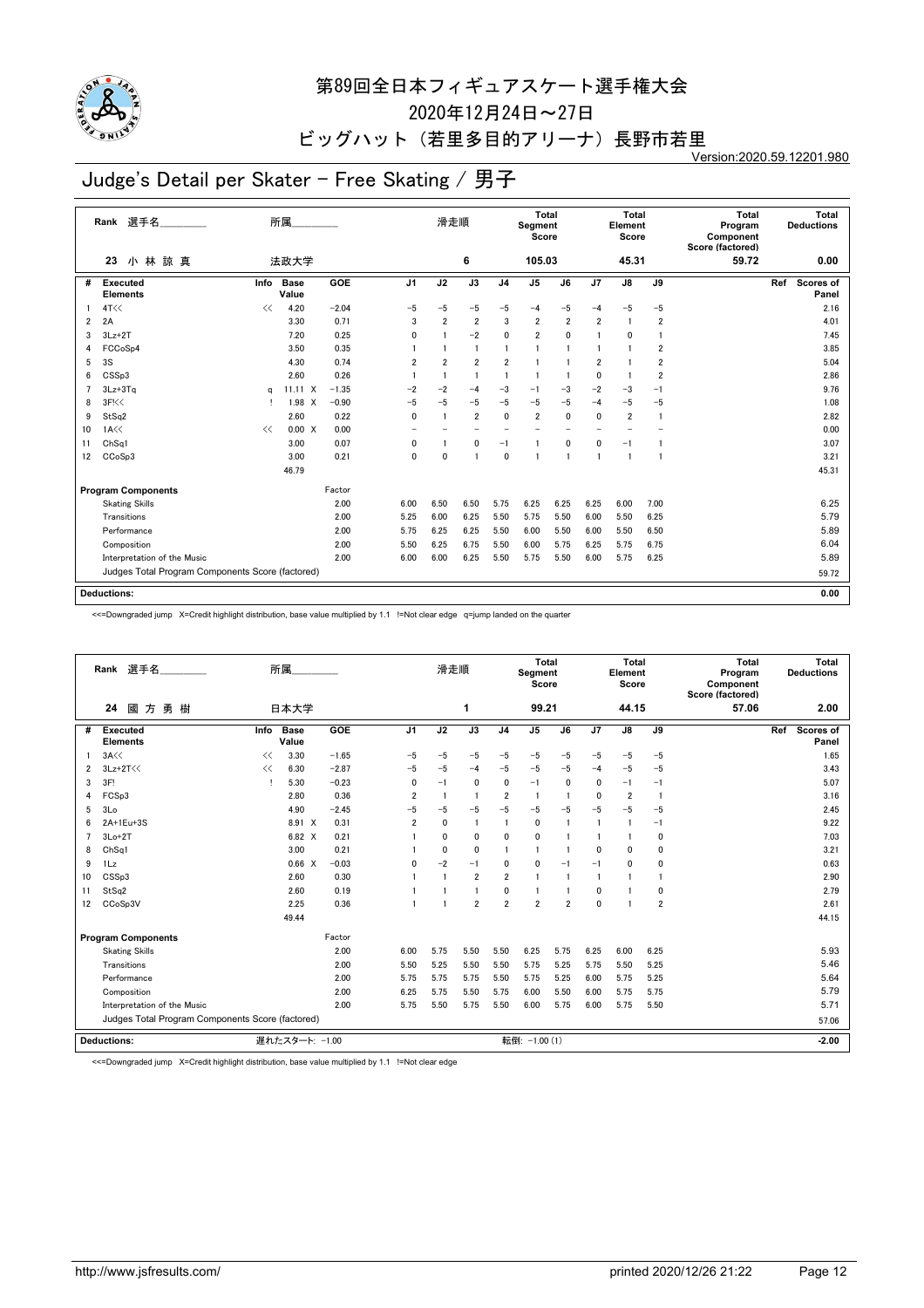# 第89回全日本フィギュアスケート選手権大会

2020年12月24日～27日

ビッグハット（若里多目的アリーナ）長野市若里

Version:2020.59.12201.980

## Judge's Detail per Skater - Free Skating / 男子

| Rank | 選手名 | 所属 | 滑走順 | Total Segment Score | Total Element Score | Total Program Component Score (factored) | Total Deductions |
|---|---|---|---|---|---|---|---|
| 23 | 小 林 諒 真 | 法政大学 | 6 | 105.03 | 45.31 | 59.72 | 0.00 |

| # | Executed Elements | Info | Base Value | | GOE | J1 | J2 | J3 | J4 | J5 | J6 | J7 | J8 | J9 | Ref | Scores of Panel |
|---|---|---|---|---|---|---|---|---|---|---|---|---|---|---|---|---|
| 1 | 4T<< | << | 4.20 | | −2.04 | −5 | −5 | −5 | −5 | −4 | −5 | −4 | −5 | −5 | | 2.16 |
| 2 | 2A | | 3.30 | | 0.71 | 3 | 2 | 2 | 3 | 2 | 2 | 2 | 1 | 2 | | 4.01 |
| 3 | 3Lz+2T | | 7.20 | | 0.25 | 0 | 1 | −2 | 0 | 2 | 0 | 1 | 0 | 1 | | 7.45 |
| 4 | FCCoSp4 | | 3.50 | | 0.35 | 1 | 1 | 1 | 1 | 1 | 1 | 1 | 1 | 2 | | 3.85 |
| 5 | 3S | | 4.30 | | 0.74 | 2 | 2 | 2 | 2 | 1 | 1 | 2 | 1 | 2 | | 5.04 |
| 6 | CSSp3 | | 2.60 | | 0.26 | 1 | 1 | 1 | 1 | 1 | 1 | 0 | 1 | 2 | | 2.86 |
| 7 | 3Lz+3Tq | q | 11.11 | X | −1.35 | −2 | −2 | −4 | −3 | −1 | −3 | −2 | −3 | −1 | | 9.76 |
| 8 | 3F!<< | ! | 1.98 | X | −0.90 | −5 | −5 | −5 | −5 | −5 | −5 | −4 | −5 | −5 | | 1.08 |
| 9 | StSq2 | | 2.60 | | 0.22 | 0 | 1 | 2 | 0 | 2 | 0 | 0 | 2 | 1 | | 2.82 |
| 10 | 1A<< | << | 0.00 | X | 0.00 | − | − | − | − | − | − | − | − | − | | 0.00 |
| 11 | ChSq1 | | 3.00 | | 0.07 | 0 | 1 | 0 | −1 | 1 | 0 | 0 | −1 | 1 | | 3.07 |
| 12 | CCoSp3 | | 3.00 | | 0.21 | 0 | 0 | 1 | 0 | 1 | 1 | 1 | 1 | 1 | | 3.21 |
| | | | 46.79 | | | | | | | | | | | | | 45.31 |

| Program Components | Factor | J1 | J2 | J3 | J4 | J5 | J6 | J7 | J8 | J9 | Scores of Panel |
|---|---|---|---|---|---|---|---|---|---|---|---|
| Skating Skills | 2.00 | 6.00 | 6.50 | 6.50 | 5.75 | 6.25 | 6.25 | 6.25 | 6.00 | 7.00 | 6.25 |
| Transitions | 2.00 | 5.25 | 6.00 | 6.25 | 5.50 | 5.75 | 5.50 | 6.00 | 5.50 | 6.25 | 5.79 |
| Performance | 2.00 | 5.75 | 6.25 | 6.25 | 5.50 | 6.00 | 5.50 | 6.00 | 5.50 | 6.50 | 5.89 |
| Composition | 2.00 | 5.50 | 6.25 | 6.75 | 5.50 | 6.00 | 5.75 | 6.25 | 5.75 | 6.75 | 6.04 |
| Interpretation of the Music | 2.00 | 6.00 | 6.00 | 6.25 | 5.50 | 5.75 | 5.50 | 6.00 | 5.75 | 6.25 | 5.89 |
| Judges Total Program Components Score (factored) | | | | | | | | | | | 59.72 |

**Deductions:** 0.00

<<=Downgraded jump X=Credit highlight distribution, base value multiplied by 1.1 !=Not clear edge q=jump landed on the quarter

| Rank | 選手名 | 所属 | 滑走順 | Total Segment Score | Total Element Score | Total Program Component Score (factored) | Total Deductions |
|---|---|---|---|---|---|---|---|
| 24 | 國 方 勇 樹 | 日本大学 | 1 | 99.21 | 44.15 | 57.06 | 2.00 |

| # | Executed Elements | Info | Base Value | | GOE | J1 | J2 | J3 | J4 | J5 | J6 | J7 | J8 | J9 | Ref | Scores of Panel |
|---|---|---|---|---|---|---|---|---|---|---|---|---|---|---|---|---|
| 1 | 3A<< | << | 3.30 | | −1.65 | −5 | −5 | −5 | −5 | −5 | −5 | −5 | −5 | −5 | | 1.65 |
| 2 | 3Lz+2T<< | << | 6.30 | | −2.87 | −5 | −5 | −4 | −5 | −5 | −5 | −4 | −5 | −5 | | 3.43 |
| 3 | 3F! | ! | 5.30 | | −0.23 | 0 | −1 | 0 | 0 | −1 | 0 | 0 | −1 | −1 | | 5.07 |
| 4 | FCSp3 | | 2.80 | | 0.36 | 2 | 1 | 1 | 2 | 1 | 1 | 0 | 2 | 1 | | 3.16 |
| 5 | 3Lo | | 4.90 | | −2.45 | −5 | −5 | −5 | −5 | −5 | −5 | −5 | −5 | −5 | | 2.45 |
| 6 | 2A+1Eu+3S | | 8.91 | X | 0.31 | 2 | 0 | 1 | 1 | 0 | 1 | 1 | 1 | −1 | | 9.22 |
| 7 | 3Lo+2T | | 6.82 | X | 0.21 | 1 | 0 | 0 | 0 | 0 | 1 | 1 | 1 | 0 | | 7.03 |
| 8 | ChSq1 | | 3.00 | | 0.21 | 1 | 0 | 0 | 1 | 1 | 1 | 0 | 0 | 0 | | 3.21 |
| 9 | 1Lz | | 0.66 | X | −0.03 | 0 | −2 | −1 | 0 | 0 | −1 | −1 | 0 | 0 | | 0.63 |
| 10 | CSSp3 | | 2.60 | | 0.30 | 1 | 1 | 2 | 2 | 1 | 1 | 1 | 1 | 1 | | 2.90 |
| 11 | StSq2 | | 2.60 | | 0.19 | 1 | 1 | 1 | 0 | 1 | 1 | 0 | 1 | 0 | | 2.79 |
| 12 | CCoSp3V | | 2.25 | | 0.36 | 1 | 1 | 2 | 2 | 2 | 2 | 0 | 1 | 2 | | 2.61 |
| | | | 49.44 | | | | | | | | | | | | | 44.15 |

| Program Components | Factor | J1 | J2 | J3 | J4 | J5 | J6 | J7 | J8 | J9 | Scores of Panel |
|---|---|---|---|---|---|---|---|---|---|---|---|
| Skating Skills | 2.00 | 6.00 | 5.75 | 5.50 | 5.50 | 6.25 | 5.75 | 6.25 | 6.00 | 6.25 | 5.93 |
| Transitions | 2.00 | 5.50 | 5.25 | 5.50 | 5.50 | 5.75 | 5.25 | 5.75 | 5.50 | 5.25 | 5.46 |
| Performance | 2.00 | 5.75 | 5.75 | 5.75 | 5.50 | 5.75 | 5.25 | 6.00 | 5.75 | 5.25 | 5.64 |
| Composition | 2.00 | 6.25 | 5.75 | 5.50 | 5.75 | 6.00 | 5.50 | 6.00 | 5.75 | 5.75 | 5.79 |
| Interpretation of the Music | 2.00 | 5.75 | 5.50 | 5.75 | 5.50 | 6.00 | 5.75 | 6.00 | 5.75 | 5.50 | 5.71 |
| Judges Total Program Components Score (factored) | | | | | | | | | | | 57.06 |

**Deductions:** 遅れたスタート: −1.00 転倒: −1.00 (1) **−2.00**

<<=Downgraded jump X=Credit highlight distribution, base value multiplied by 1.1 !=Not clear edge

http://www.jsfresults.com/ printed 2020/12/26 21:22